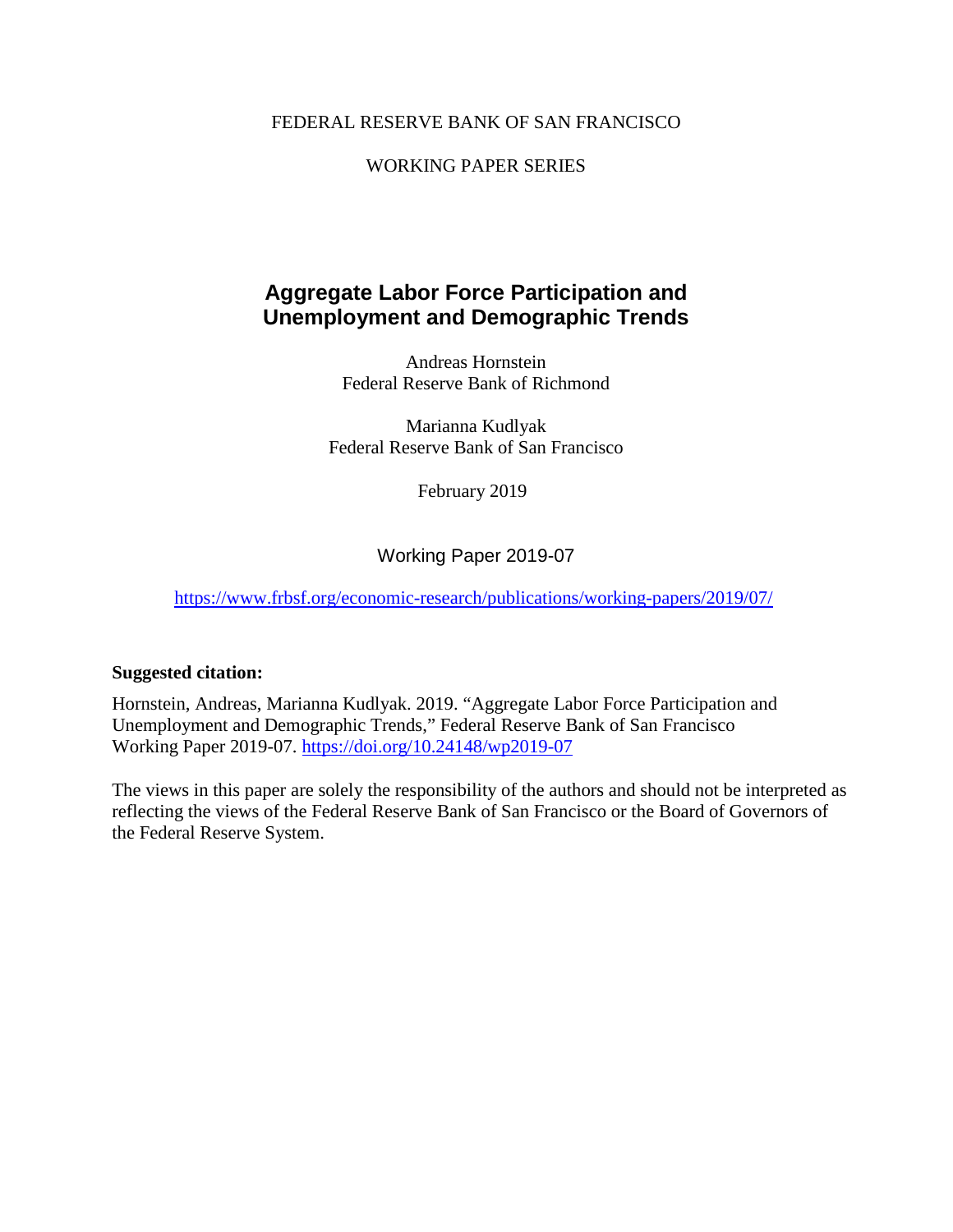FEDERAL RESERVE BANK OF SAN FRANCISCO

WORKING PAPER SERIES

# Aggregate Labor Force Participation and Unemployment and Demographic Trends

Andreas Hornstein
Federal Reserve Bank of Richmond

Marianna Kudlyak
Federal Reserve Bank of San Francisco

February 2019

Working Paper 2019-07

https://www.frbsf.org/economic-research/publications/working-papers/2019/07/

**Suggested citation:**

Hornstein, Andreas, Marianna Kudlyak. 2019. "Aggregate Labor Force Participation and Unemployment and Demographic Trends," Federal Reserve Bank of San Francisco Working Paper 2019-07. https://doi.org/10.24148/wp2019-07

The views in this paper are solely the responsibility of the authors and should not be interpreted as reflecting the views of the Federal Reserve Bank of San Francisco or the Board of Governors of the Federal Reserve System.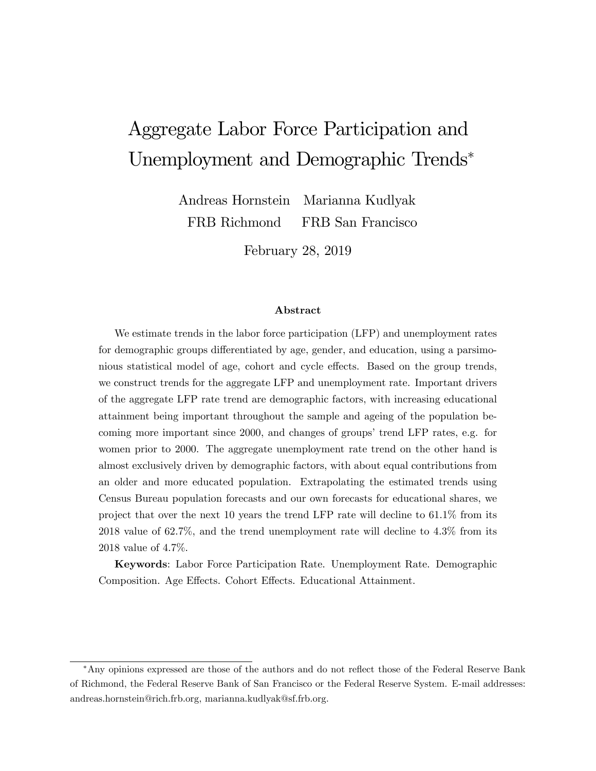# Aggregate Labor Force Participation and Unemployment and Demographic Trends*

Andreas Hornstein  Marianna Kudlyak
FRB Richmond  FRB San Francisco

February 28, 2019

### Abstract

We estimate trends in the labor force participation (LFP) and unemployment rates for demographic groups differentiated by age, gender, and education, using a parsimonious statistical model of age, cohort and cycle effects. Based on the group trends, we construct trends for the aggregate LFP and unemployment rate. Important drivers of the aggregate LFP rate trend are demographic factors, with increasing educational attainment being important throughout the sample and ageing of the population becoming more important since 2000, and changes of groups' trend LFP rates, e.g. for women prior to 2000. The aggregate unemployment rate trend on the other hand is almost exclusively driven by demographic factors, with about equal contributions from an older and more educated population. Extrapolating the estimated trends using Census Bureau population forecasts and our own forecasts for educational shares, we project that over the next 10 years the trend LFP rate will decline to 61.1% from its 2018 value of 62.7%, and the trend unemployment rate will decline to 4.3% from its 2018 value of 4.7%.

**Keywords**: Labor Force Participation Rate. Unemployment Rate. Demographic Composition. Age Effects. Cohort Effects. Educational Attainment.

*Any opinions expressed are those of the authors and do not reflect those of the Federal Reserve Bank of Richmond, the Federal Reserve Bank of San Francisco or the Federal Reserve System. E-mail addresses: andreas.hornstein@rich.frb.org, marianna.kudlyak@sf.frb.org.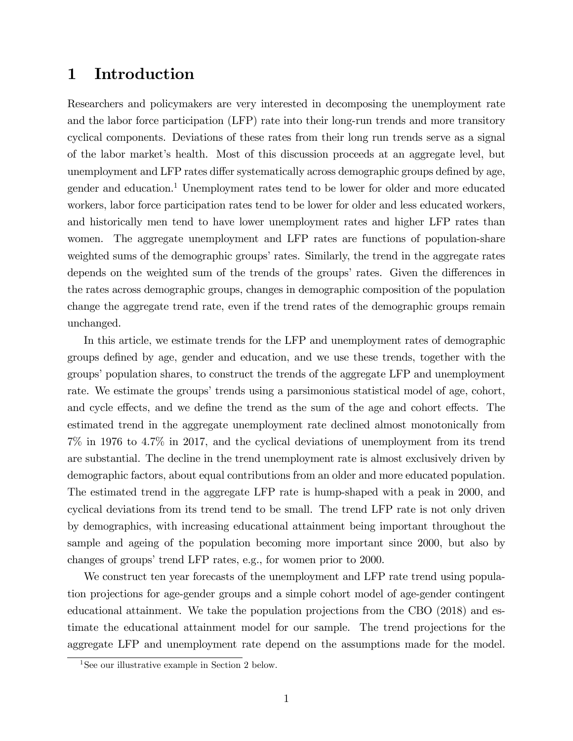# 1 Introduction

Researchers and policymakers are very interested in decomposing the unemployment rate and the labor force participation (LFP) rate into their long-run trends and more transitory cyclical components. Deviations of these rates from their long run trends serve as a signal of the labor market's health. Most of this discussion proceeds at an aggregate level, but unemployment and LFP rates differ systematically across demographic groups defined by age, gender and education.[1] Unemployment rates tend to be lower for older and more educated workers, labor force participation rates tend to be lower for older and less educated workers, and historically men tend to have lower unemployment rates and higher LFP rates than women. The aggregate unemployment and LFP rates are functions of population-share weighted sums of the demographic groups' rates. Similarly, the trend in the aggregate rates depends on the weighted sum of the trends of the groups' rates. Given the differences in the rates across demographic groups, changes in demographic composition of the population change the aggregate trend rate, even if the trend rates of the demographic groups remain unchanged.

In this article, we estimate trends for the LFP and unemployment rates of demographic groups defined by age, gender and education, and we use these trends, together with the groups' population shares, to construct the trends of the aggregate LFP and unemployment rate. We estimate the groups' trends using a parsimonious statistical model of age, cohort, and cycle effects, and we define the trend as the sum of the age and cohort effects. The estimated trend in the aggregate unemployment rate declined almost monotonically from 7% in 1976 to 4.7% in 2017, and the cyclical deviations of unemployment from its trend are substantial. The decline in the trend unemployment rate is almost exclusively driven by demographic factors, about equal contributions from an older and more educated population. The estimated trend in the aggregate LFP rate is hump-shaped with a peak in 2000, and cyclical deviations from its trend tend to be small. The trend LFP rate is not only driven by demographics, with increasing educational attainment being important throughout the sample and ageing of the population becoming more important since 2000, but also by changes of groups' trend LFP rates, e.g., for women prior to 2000.

We construct ten year forecasts of the unemployment and LFP rate trend using population projections for age-gender groups and a simple cohort model of age-gender contingent educational attainment. We take the population projections from the CBO (2018) and estimate the educational attainment model for our sample. The trend projections for the aggregate LFP and unemployment rate depend on the assumptions made for the model.

[1] See our illustrative example in Section 2 below.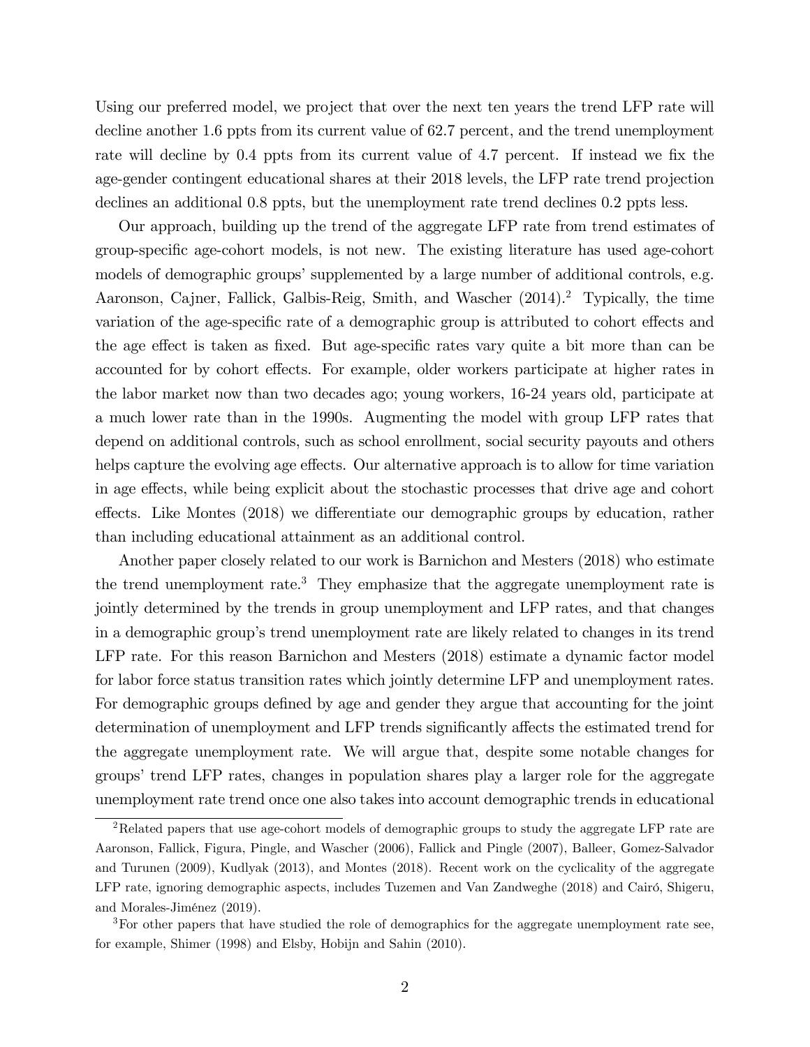Using our preferred model, we project that over the next ten years the trend LFP rate will decline another 1.6 ppts from its current value of 62.7 percent, and the trend unemployment rate will decline by 0.4 ppts from its current value of 4.7 percent. If instead we fix the age-gender contingent educational shares at their 2018 levels, the LFP rate trend projection declines an additional 0.8 ppts, but the unemployment rate trend declines 0.2 ppts less.

Our approach, building up the trend of the aggregate LFP rate from trend estimates of group-specific age-cohort models, is not new. The existing literature has used age-cohort models of demographic groups' supplemented by a large number of additional controls, e.g. Aaronson, Cajner, Fallick, Galbis-Reig, Smith, and Wascher (2014).[2] Typically, the time variation of the age-specific rate of a demographic group is attributed to cohort effects and the age effect is taken as fixed. But age-specific rates vary quite a bit more than can be accounted for by cohort effects. For example, older workers participate at higher rates in the labor market now than two decades ago; young workers, 16-24 years old, participate at a much lower rate than in the 1990s. Augmenting the model with group LFP rates that depend on additional controls, such as school enrollment, social security payouts and others helps capture the evolving age effects. Our alternative approach is to allow for time variation in age effects, while being explicit about the stochastic processes that drive age and cohort effects. Like Montes (2018) we differentiate our demographic groups by education, rather than including educational attainment as an additional control.

Another paper closely related to our work is Barnichon and Mesters (2018) who estimate the trend unemployment rate.[3] They emphasize that the aggregate unemployment rate is jointly determined by the trends in group unemployment and LFP rates, and that changes in a demographic group's trend unemployment rate are likely related to changes in its trend LFP rate. For this reason Barnichon and Mesters (2018) estimate a dynamic factor model for labor force status transition rates which jointly determine LFP and unemployment rates. For demographic groups defined by age and gender they argue that accounting for the joint determination of unemployment and LFP trends significantly affects the estimated trend for the aggregate unemployment rate. We will argue that, despite some notable changes for groups' trend LFP rates, changes in population shares play a larger role for the aggregate unemployment rate trend once one also takes into account demographic trends in educational

[2] Related papers that use age-cohort models of demographic groups to study the aggregate LFP rate are Aaronson, Fallick, Figura, Pingle, and Wascher (2006), Fallick and Pingle (2007), Balleer, Gomez-Salvador and Turunen (2009), Kudlyak (2013), and Montes (2018). Recent work on the cyclicality of the aggregate LFP rate, ignoring demographic aspects, includes Tuzemen and Van Zandweghe (2018) and Cairó, Shigeru, and Morales-Jiménez (2019).

[3] For other papers that have studied the role of demographics for the aggregate unemployment rate see, for example, Shimer (1998) and Elsby, Hobijn and Sahin (2010).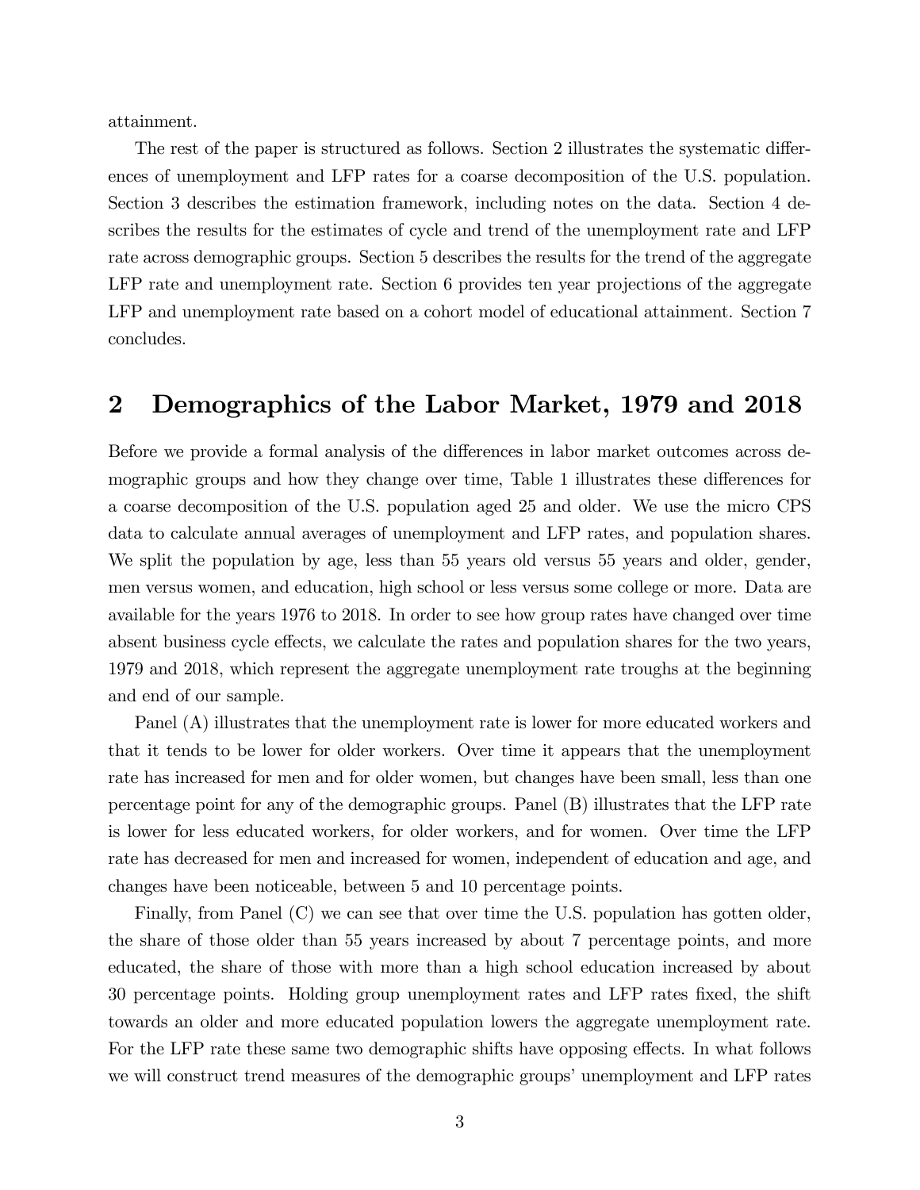attainment.

The rest of the paper is structured as follows. Section 2 illustrates the systematic differences of unemployment and LFP rates for a coarse decomposition of the U.S. population. Section 3 describes the estimation framework, including notes on the data. Section 4 describes the results for the estimates of cycle and trend of the unemployment rate and LFP rate across demographic groups. Section 5 describes the results for the trend of the aggregate LFP rate and unemployment rate. Section 6 provides ten year projections of the aggregate LFP and unemployment rate based on a cohort model of educational attainment. Section 7 concludes.

## 2 Demographics of the Labor Market, 1979 and 2018

Before we provide a formal analysis of the differences in labor market outcomes across demographic groups and how they change over time, Table 1 illustrates these differences for a coarse decomposition of the U.S. population aged 25 and older. We use the micro CPS data to calculate annual averages of unemployment and LFP rates, and population shares. We split the population by age, less than 55 years old versus 55 years and older, gender, men versus women, and education, high school or less versus some college or more. Data are available for the years 1976 to 2018. In order to see how group rates have changed over time absent business cycle effects, we calculate the rates and population shares for the two years, 1979 and 2018, which represent the aggregate unemployment rate troughs at the beginning and end of our sample.

Panel (A) illustrates that the unemployment rate is lower for more educated workers and that it tends to be lower for older workers. Over time it appears that the unemployment rate has increased for men and for older women, but changes have been small, less than one percentage point for any of the demographic groups. Panel (B) illustrates that the LFP rate is lower for less educated workers, for older workers, and for women. Over time the LFP rate has decreased for men and increased for women, independent of education and age, and changes have been noticeable, between 5 and 10 percentage points.

Finally, from Panel (C) we can see that over time the U.S. population has gotten older, the share of those older than 55 years increased by about 7 percentage points, and more educated, the share of those with more than a high school education increased by about 30 percentage points. Holding group unemployment rates and LFP rates fixed, the shift towards an older and more educated population lowers the aggregate unemployment rate. For the LFP rate these same two demographic shifts have opposing effects. In what follows we will construct trend measures of the demographic groups' unemployment and LFP rates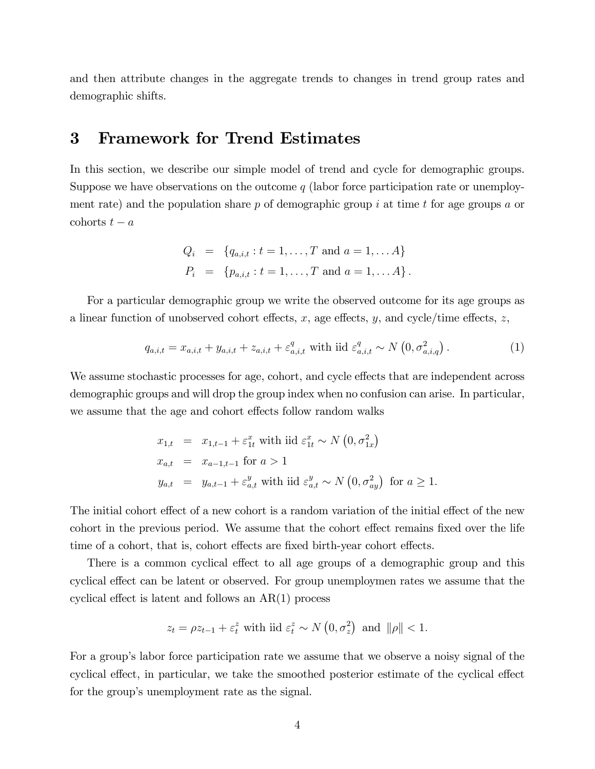and then attribute changes in the aggregate trends to changes in trend group rates and demographic shifts.

# 3 Framework for Trend Estimates

In this section, we describe our simple model of trend and cycle for demographic groups. Suppose we have observations on the outcome $q$ (labor force participation rate or unemployment rate) and the population share $p$ of demographic group $i$ at time $t$ for age groups $a$ or cohorts $t-a$

$$
\begin{aligned}
Q_i &= \{q_{a,i,t} : t = 1, \ldots, T \text{ and } a = 1, \ldots A\} \\
P_i &= \{p_{a,i,t} : t = 1, \ldots, T \text{ and } a = 1, \ldots A\}.
\end{aligned}
$$

For a particular demographic group we write the observed outcome for its age groups as a linear function of unobserved cohort effects, $x$, age effects, $y$, and cycle/time effects, $z$,

$$
q_{a,i,t} = x_{a,i,t} + y_{a,i,t} + z_{a,i,t} + \varepsilon^q_{a,i,t} \text{ with iid } \varepsilon^q_{a,i,t} \sim N\left(0, \sigma^2_{a,i,q}\right). \tag{1}
$$

We assume stochastic processes for age, cohort, and cycle effects that are independent across demographic groups and will drop the group index when no confusion can arise. In particular, we assume that the age and cohort effects follow random walks

$$
\begin{aligned}
x_{1,t} &= x_{1,t-1} + \varepsilon^x_{1t} \text{ with iid } \varepsilon^x_{1t} \sim N\left(0, \sigma^2_{1x}\right) \\
x_{a,t} &= x_{a-1,t-1} \text{ for } a > 1 \\
y_{a,t} &= y_{a,t-1} + \varepsilon^y_{a,t} \text{ with iid } \varepsilon^y_{a,t} \sim N\left(0, \sigma^2_{ay}\right) \text{ for } a \geq 1.
\end{aligned}
$$

The initial cohort effect of a new cohort is a random variation of the initial effect of the new cohort in the previous period. We assume that the cohort effect remains fixed over the life time of a cohort, that is, cohort effects are fixed birth-year cohort effects.

There is a common cyclical effect to all age groups of a demographic group and this cyclical effect can be latent or observed. For group unemploymen rates we assume that the cyclical effect is latent and follows an AR(1) process

$$
z_t = \rho z_{t-1} + \varepsilon^z_t \text{ with iid } \varepsilon^z_t \sim N\left(0, \sigma^2_z\right) \text{ and } \|\rho\| < 1.
$$

For a group's labor force participation rate we assume that we observe a noisy signal of the cyclical effect, in particular, we take the smoothed posterior estimate of the cyclical effect for the group's unemployment rate as the signal.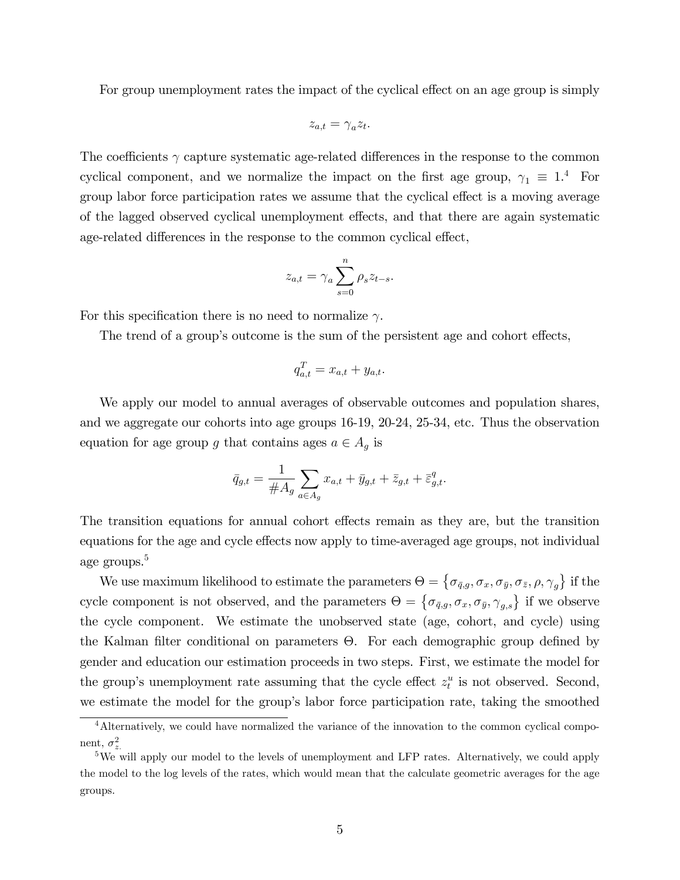For group unemployment rates the impact of the cyclical effect on an age group is simply

$$z_{a,t} = \gamma_a z_t.$$

The coefficients $\gamma$ capture systematic age-related differences in the response to the common cyclical component, and we normalize the impact on the first age group, $\gamma_1 \equiv 1$.[4] For group labor force participation rates we assume that the cyclical effect is a moving average of the lagged observed cyclical unemployment effects, and that there are again systematic age-related differences in the response to the common cyclical effect,

$$z_{a,t} = \gamma_a \sum_{s=0}^{n} \rho_s z_{t-s}.$$

For this specification there is no need to normalize $\gamma$.

The trend of a group's outcome is the sum of the persistent age and cohort effects,

$$q_{a,t}^T = x_{a,t} + y_{a,t}.$$

We apply our model to annual averages of observable outcomes and population shares, and we aggregate our cohorts into age groups 16-19, 20-24, 25-34, etc. Thus the observation equation for age group $g$ that contains ages $a \in A_g$ is

$$\bar{q}_{g,t} = \frac{1}{\#A_g} \sum_{a \in A_g} x_{a,t} + \bar{y}_{g,t} + \bar{z}_{g,t} + \bar{\varepsilon}_{g,t}^q.$$

The transition equations for annual cohort effects remain as they are, but the transition equations for the age and cycle effects now apply to time-averaged age groups, not individual age groups.[5]

We use maximum likelihood to estimate the parameters $\Theta = \left\{\sigma_{\bar{q},g}, \sigma_x, \sigma_{\bar{y}}, \sigma_{\bar{z}}, \rho, \gamma_g\right\}$ if the cycle component is not observed, and the parameters $\Theta = \left\{\sigma_{\bar{q},g}, \sigma_x, \sigma_{\bar{y}}, \gamma_{g,s}\right\}$ if we observe the cycle component. We estimate the unobserved state (age, cohort, and cycle) using the Kalman filter conditional on parameters $\Theta$. For each demographic group defined by gender and education our estimation proceeds in two steps. First, we estimate the model for the group's unemployment rate assuming that the cycle effect $z_t^u$ is not observed. Second, we estimate the model for the group's labor force participation rate, taking the smoothed

[4] Alternatively, we could have normalized the variance of the innovation to the common cyclical component, $\sigma_z^2$.

[5] We will apply our model to the levels of unemployment and LFP rates. Alternatively, we could apply the model to the log levels of the rates, which would mean that the calculate geometric averages for the age groups.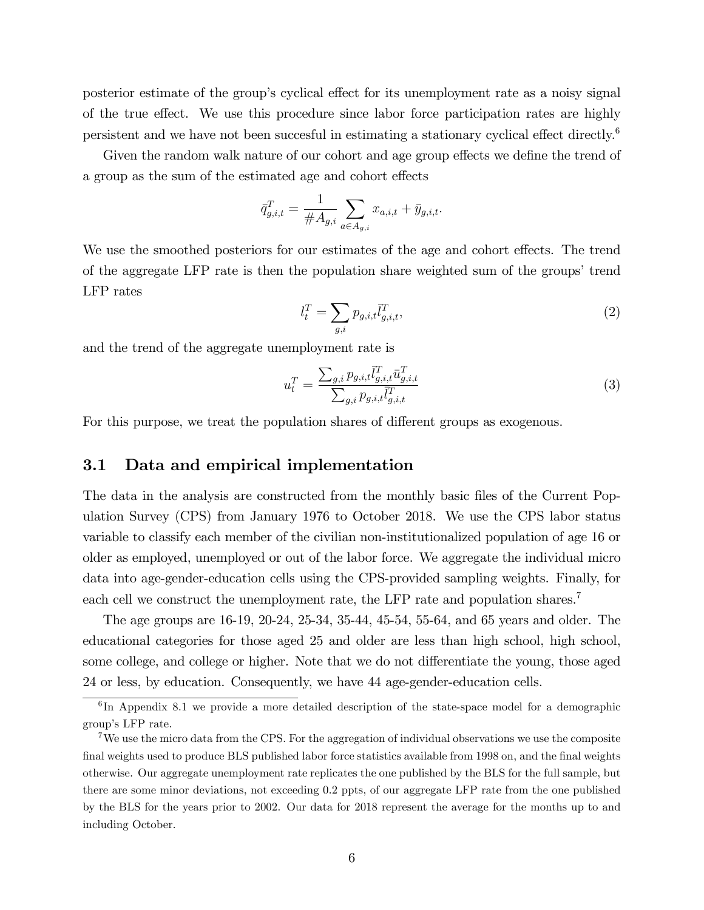posterior estimate of the group's cyclical effect for its unemployment rate as a noisy signal of the true effect. We use this procedure since labor force participation rates are highly persistent and we have not been succesful in estimating a stationary cyclical effect directly.[6]

Given the random walk nature of our cohort and age group effects we define the trend of a group as the sum of the estimated age and cohort effects

$$\bar{q}^T_{g,i,t} = \frac{1}{\# A_{g,i}} \sum_{a \in A_{g,i}} x_{a,i,t} + \bar{y}_{g,i,t}.$$

We use the smoothed posteriors for our estimates of the age and cohort effects. The trend of the aggregate LFP rate is then the population share weighted sum of the groups' trend LFP rates

$$l^T_t = \sum_{g,i} p_{g,i,t} \bar{l}^T_{g,i,t}, \tag{2}$$

and the trend of the aggregate unemployment rate is

$$u^T_t = \frac{\sum_{g,i} p_{g,i,t} \bar{l}^T_{g,i,t} \bar{u}^T_{g,i,t}}{\sum_{g,i} p_{g,i,t} \bar{l}^T_{g,i,t}} \tag{3}$$

For this purpose, we treat the population shares of different groups as exogenous.

## 3.1 Data and empirical implementation

The data in the analysis are constructed from the monthly basic files of the Current Population Survey (CPS) from January 1976 to October 2018. We use the CPS labor status variable to classify each member of the civilian non-institutionalized population of age 16 or older as employed, unemployed or out of the labor force. We aggregate the individual micro data into age-gender-education cells using the CPS-provided sampling weights. Finally, for each cell we construct the unemployment rate, the LFP rate and population shares.[7]

The age groups are 16-19, 20-24, 25-34, 35-44, 45-54, 55-64, and 65 years and older. The educational categories for those aged 25 and older are less than high school, high school, some college, and college or higher. Note that we do not differentiate the young, those aged 24 or less, by education. Consequently, we have 44 age-gender-education cells.

[6] In Appendix 8.1 we provide a more detailed description of the state-space model for a demographic group's LFP rate.

[7] We use the micro data from the CPS. For the aggregation of individual observations we use the composite final weights used to produce BLS published labor force statistics available from 1998 on, and the final weights otherwise. Our aggregate unemployment rate replicates the one published by the BLS for the full sample, but there are some minor deviations, not exceeding 0.2 ppts, of our aggregate LFP rate from the one published by the BLS for the years prior to 2002. Our data for 2018 represent the average for the months up to and including October.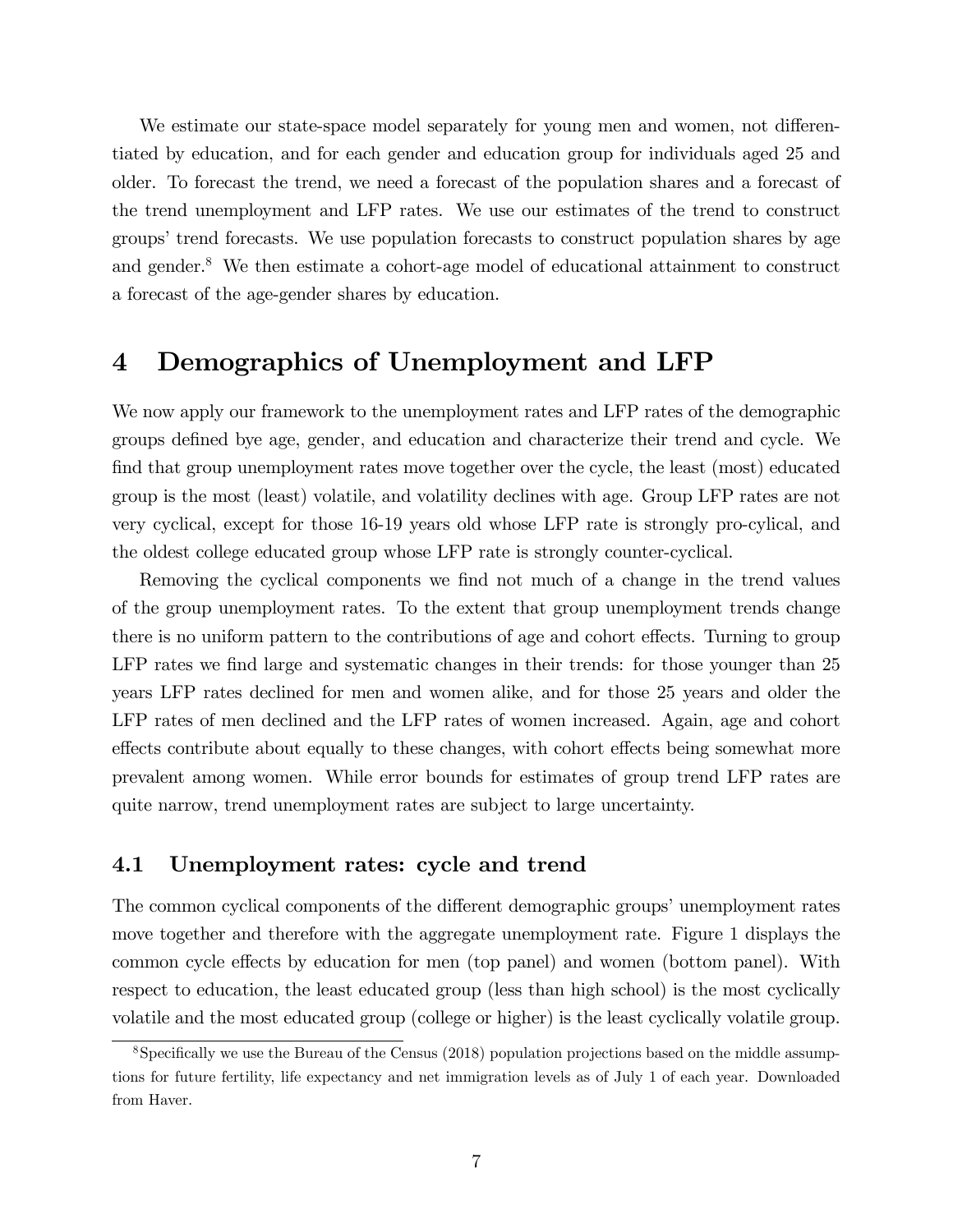We estimate our state-space model separately for young men and women, not differentiated by education, and for each gender and education group for individuals aged 25 and older. To forecast the trend, we need a forecast of the population shares and a forecast of the trend unemployment and LFP rates. We use our estimates of the trend to construct groups' trend forecasts. We use population forecasts to construct population shares by age and gender.[8] We then estimate a cohort-age model of educational attainment to construct a forecast of the age-gender shares by education.

# 4 Demographics of Unemployment and LFP

We now apply our framework to the unemployment rates and LFP rates of the demographic groups defined bye age, gender, and education and characterize their trend and cycle. We find that group unemployment rates move together over the cycle, the least (most) educated group is the most (least) volatile, and volatility declines with age. Group LFP rates are not very cyclical, except for those 16-19 years old whose LFP rate is strongly pro-cylical, and the oldest college educated group whose LFP rate is strongly counter-cyclical.

Removing the cyclical components we find not much of a change in the trend values of the group unemployment rates. To the extent that group unemployment trends change there is no uniform pattern to the contributions of age and cohort effects. Turning to group LFP rates we find large and systematic changes in their trends: for those younger than 25 years LFP rates declined for men and women alike, and for those 25 years and older the LFP rates of men declined and the LFP rates of women increased. Again, age and cohort effects contribute about equally to these changes, with cohort effects being somewhat more prevalent among women. While error bounds for estimates of group trend LFP rates are quite narrow, trend unemployment rates are subject to large uncertainty.

## 4.1 Unemployment rates: cycle and trend

The common cyclical components of the different demographic groups' unemployment rates move together and therefore with the aggregate unemployment rate. Figure 1 displays the common cycle effects by education for men (top panel) and women (bottom panel). With respect to education, the least educated group (less than high school) is the most cyclically volatile and the most educated group (college or higher) is the least cyclically volatile group.

[8] Specifically we use the Bureau of the Census (2018) population projections based on the middle assumptions for future fertility, life expectancy and net immigration levels as of July 1 of each year. Downloaded from Haver.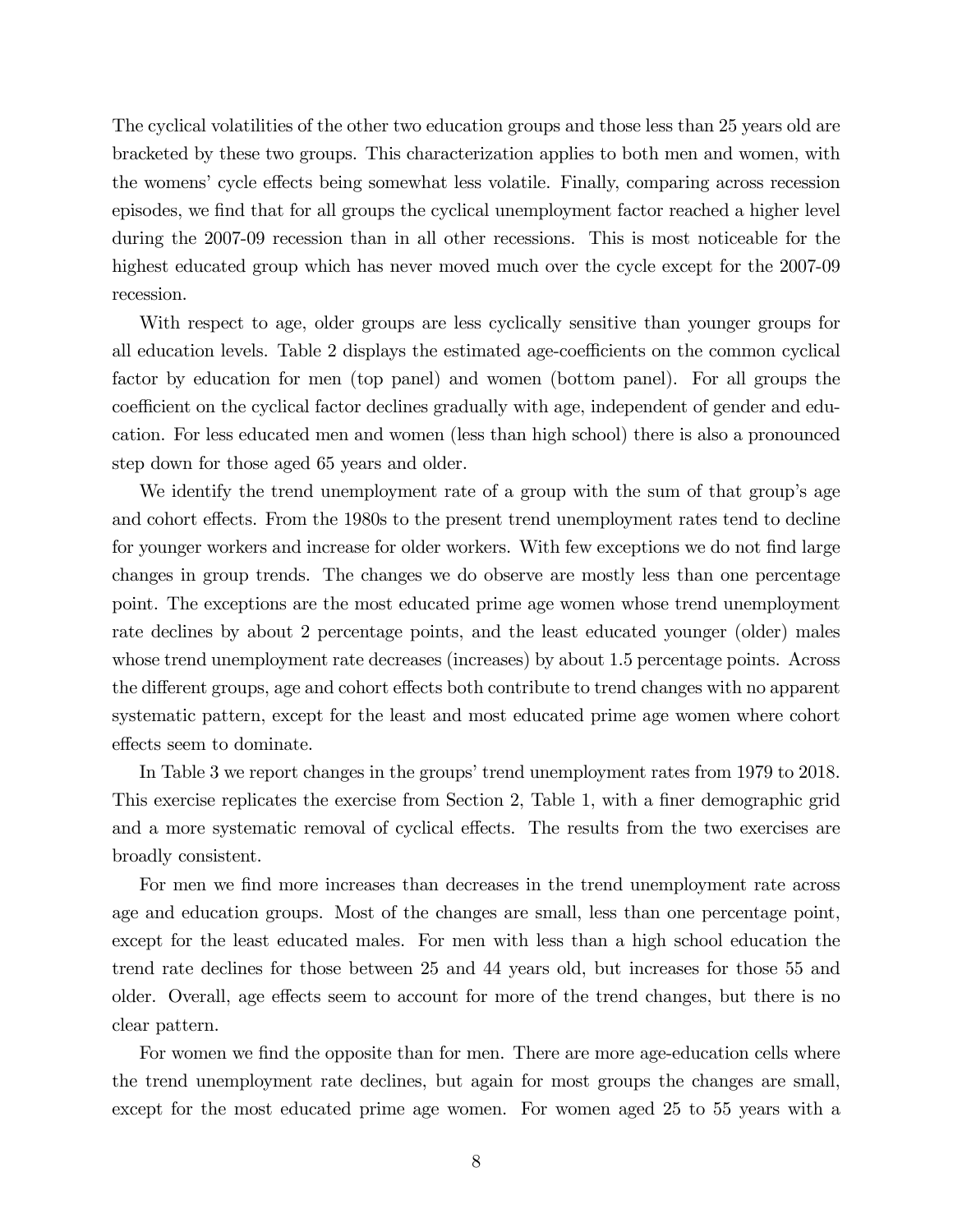The cyclical volatilities of the other two education groups and those less than 25 years old are bracketed by these two groups. This characterization applies to both men and women, with the womens' cycle effects being somewhat less volatile. Finally, comparing across recession episodes, we find that for all groups the cyclical unemployment factor reached a higher level during the 2007-09 recession than in all other recessions. This is most noticeable for the highest educated group which has never moved much over the cycle except for the 2007-09 recession.

With respect to age, older groups are less cyclically sensitive than younger groups for all education levels. Table 2 displays the estimated age-coefficients on the common cyclical factor by education for men (top panel) and women (bottom panel). For all groups the coefficient on the cyclical factor declines gradually with age, independent of gender and education. For less educated men and women (less than high school) there is also a pronounced step down for those aged 65 years and older.

We identify the trend unemployment rate of a group with the sum of that group's age and cohort effects. From the 1980s to the present trend unemployment rates tend to decline for younger workers and increase for older workers. With few exceptions we do not find large changes in group trends. The changes we do observe are mostly less than one percentage point. The exceptions are the most educated prime age women whose trend unemployment rate declines by about 2 percentage points, and the least educated younger (older) males whose trend unemployment rate decreases (increases) by about 1.5 percentage points. Across the different groups, age and cohort effects both contribute to trend changes with no apparent systematic pattern, except for the least and most educated prime age women where cohort effects seem to dominate.

In Table 3 we report changes in the groups' trend unemployment rates from 1979 to 2018. This exercise replicates the exercise from Section 2, Table 1, with a finer demographic grid and a more systematic removal of cyclical effects. The results from the two exercises are broadly consistent.

For men we find more increases than decreases in the trend unemployment rate across age and education groups. Most of the changes are small, less than one percentage point, except for the least educated males. For men with less than a high school education the trend rate declines for those between 25 and 44 years old, but increases for those 55 and older. Overall, age effects seem to account for more of the trend changes, but there is no clear pattern.

For women we find the opposite than for men. There are more age-education cells where the trend unemployment rate declines, but again for most groups the changes are small, except for the most educated prime age women. For women aged 25 to 55 years with a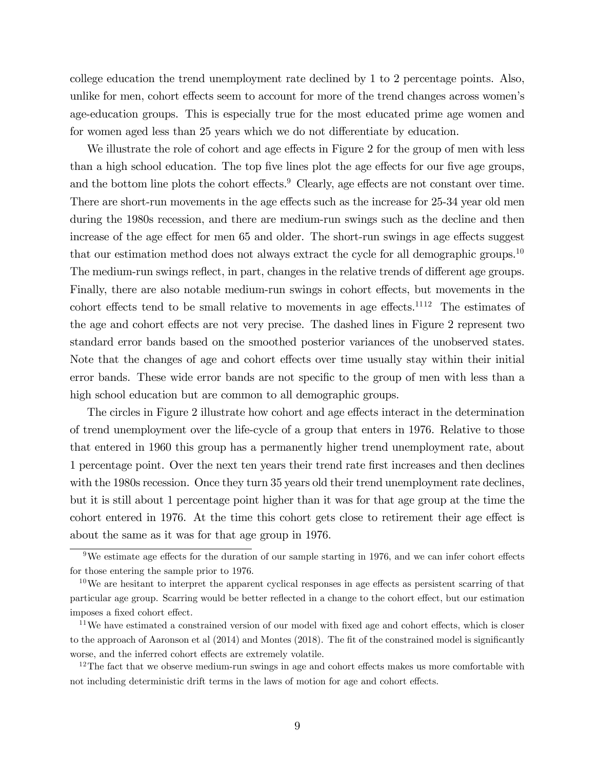college education the trend unemployment rate declined by 1 to 2 percentage points. Also, unlike for men, cohort effects seem to account for more of the trend changes across women's age-education groups. This is especially true for the most educated prime age women and for women aged less than 25 years which we do not differentiate by education.

We illustrate the role of cohort and age effects in Figure 2 for the group of men with less than a high school education. The top five lines plot the age effects for our five age groups, and the bottom line plots the cohort effects.[9] Clearly, age effects are not constant over time. There are short-run movements in the age effects such as the increase for 25-34 year old men during the 1980s recession, and there are medium-run swings such as the decline and then increase of the age effect for men 65 and older. The short-run swings in age effects suggest that our estimation method does not always extract the cycle for all demographic groups.[10] The medium-run swings reflect, in part, changes in the relative trends of different age groups. Finally, there are also notable medium-run swings in cohort effects, but movements in the cohort effects tend to be small relative to movements in age effects.[11][12] The estimates of the age and cohort effects are not very precise. The dashed lines in Figure 2 represent two standard error bands based on the smoothed posterior variances of the unobserved states. Note that the changes of age and cohort effects over time usually stay within their initial error bands. These wide error bands are not specific to the group of men with less than a high school education but are common to all demographic groups.

The circles in Figure 2 illustrate how cohort and age effects interact in the determination of trend unemployment over the life-cycle of a group that enters in 1976. Relative to those that entered in 1960 this group has a permanently higher trend unemployment rate, about 1 percentage point. Over the next ten years their trend rate first increases and then declines with the 1980s recession. Once they turn 35 years old their trend unemployment rate declines, but it is still about 1 percentage point higher than it was for that age group at the time the cohort entered in 1976. At the time this cohort gets close to retirement their age effect is about the same as it was for that age group in 1976.

[9] We estimate age effects for the duration of our sample starting in 1976, and we can infer cohort effects for those entering the sample prior to 1976.

[10] We are hesitant to interpret the apparent cyclical responses in age effects as persistent scarring of that particular age group. Scarring would be better reflected in a change to the cohort effect, but our estimation imposes a fixed cohort effect.

[11] We have estimated a constrained version of our model with fixed age and cohort effects, which is closer to the approach of Aaronson et al (2014) and Montes (2018). The fit of the constrained model is significantly worse, and the inferred cohort effects are extremely volatile.

[12] The fact that we observe medium-run swings in age and cohort effects makes us more comfortable with not including deterministic drift terms in the laws of motion for age and cohort effects.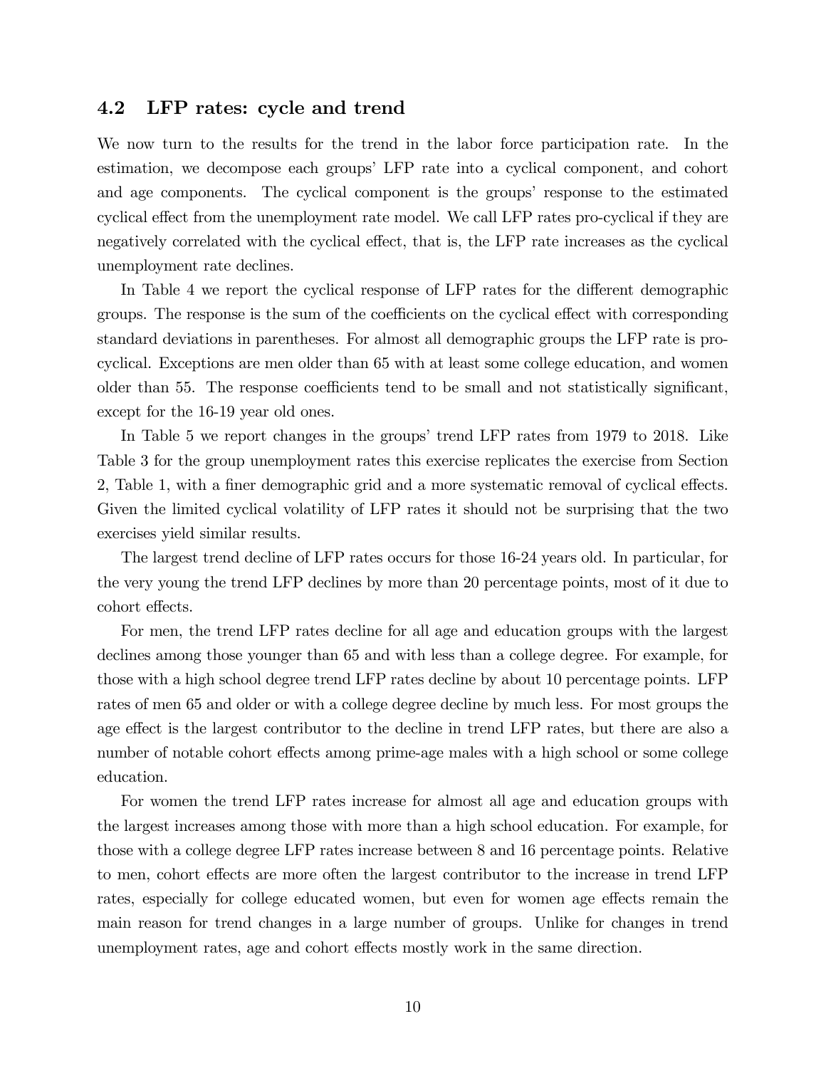### 4.2 LFP rates: cycle and trend

We now turn to the results for the trend in the labor force participation rate. In the estimation, we decompose each groups' LFP rate into a cyclical component, and cohort and age components. The cyclical component is the groups' response to the estimated cyclical effect from the unemployment rate model. We call LFP rates pro-cyclical if they are negatively correlated with the cyclical effect, that is, the LFP rate increases as the cyclical unemployment rate declines.

In Table 4 we report the cyclical response of LFP rates for the different demographic groups. The response is the sum of the coefficients on the cyclical effect with corresponding standard deviations in parentheses. For almost all demographic groups the LFP rate is pro-cyclical. Exceptions are men older than 65 with at least some college education, and women older than 55. The response coefficients tend to be small and not statistically significant, except for the 16-19 year old ones.

In Table 5 we report changes in the groups' trend LFP rates from 1979 to 2018. Like Table 3 for the group unemployment rates this exercise replicates the exercise from Section 2, Table 1, with a finer demographic grid and a more systematic removal of cyclical effects. Given the limited cyclical volatility of LFP rates it should not be surprising that the two exercises yield similar results.

The largest trend decline of LFP rates occurs for those 16-24 years old. In particular, for the very young the trend LFP declines by more than 20 percentage points, most of it due to cohort effects.

For men, the trend LFP rates decline for all age and education groups with the largest declines among those younger than 65 and with less than a college degree. For example, for those with a high school degree trend LFP rates decline by about 10 percentage points. LFP rates of men 65 and older or with a college degree decline by much less. For most groups the age effect is the largest contributor to the decline in trend LFP rates, but there are also a number of notable cohort effects among prime-age males with a high school or some college education.

For women the trend LFP rates increase for almost all age and education groups with the largest increases among those with more than a high school education. For example, for those with a college degree LFP rates increase between 8 and 16 percentage points. Relative to men, cohort effects are more often the largest contributor to the increase in trend LFP rates, especially for college educated women, but even for women age effects remain the main reason for trend changes in a large number of groups. Unlike for changes in trend unemployment rates, age and cohort effects mostly work in the same direction.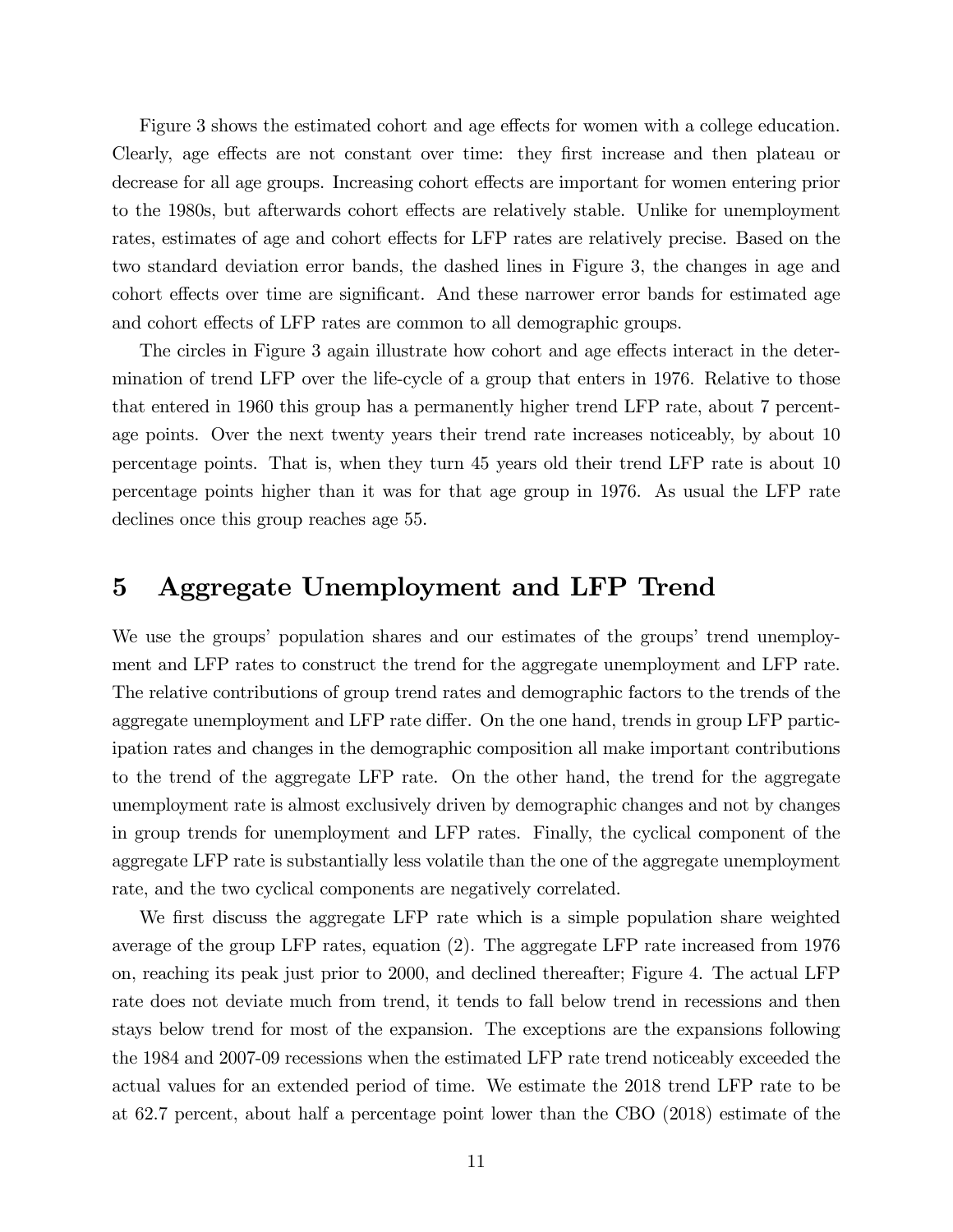Figure 3 shows the estimated cohort and age effects for women with a college education. Clearly, age effects are not constant over time: they first increase and then plateau or decrease for all age groups. Increasing cohort effects are important for women entering prior to the 1980s, but afterwards cohort effects are relatively stable. Unlike for unemployment rates, estimates of age and cohort effects for LFP rates are relatively precise. Based on the two standard deviation error bands, the dashed lines in Figure 3, the changes in age and cohort effects over time are significant. And these narrower error bands for estimated age and cohort effects of LFP rates are common to all demographic groups.

The circles in Figure 3 again illustrate how cohort and age effects interact in the determination of trend LFP over the life-cycle of a group that enters in 1976. Relative to those that entered in 1960 this group has a permanently higher trend LFP rate, about 7 percentage points. Over the next twenty years their trend rate increases noticeably, by about 10 percentage points. That is, when they turn 45 years old their trend LFP rate is about 10 percentage points higher than it was for that age group in 1976. As usual the LFP rate declines once this group reaches age 55.

# 5 Aggregate Unemployment and LFP Trend

We use the groups' population shares and our estimates of the groups' trend unemployment and LFP rates to construct the trend for the aggregate unemployment and LFP rate. The relative contributions of group trend rates and demographic factors to the trends of the aggregate unemployment and LFP rate differ. On the one hand, trends in group LFP participation rates and changes in the demographic composition all make important contributions to the trend of the aggregate LFP rate. On the other hand, the trend for the aggregate unemployment rate is almost exclusively driven by demographic changes and not by changes in group trends for unemployment and LFP rates. Finally, the cyclical component of the aggregate LFP rate is substantially less volatile than the one of the aggregate unemployment rate, and the two cyclical components are negatively correlated.

We first discuss the aggregate LFP rate which is a simple population share weighted average of the group LFP rates, equation (2). The aggregate LFP rate increased from 1976 on, reaching its peak just prior to 2000, and declined thereafter; Figure 4. The actual LFP rate does not deviate much from trend, it tends to fall below trend in recessions and then stays below trend for most of the expansion. The exceptions are the expansions following the 1984 and 2007-09 recessions when the estimated LFP rate trend noticeably exceeded the actual values for an extended period of time. We estimate the 2018 trend LFP rate to be at 62.7 percent, about half a percentage point lower than the CBO (2018) estimate of the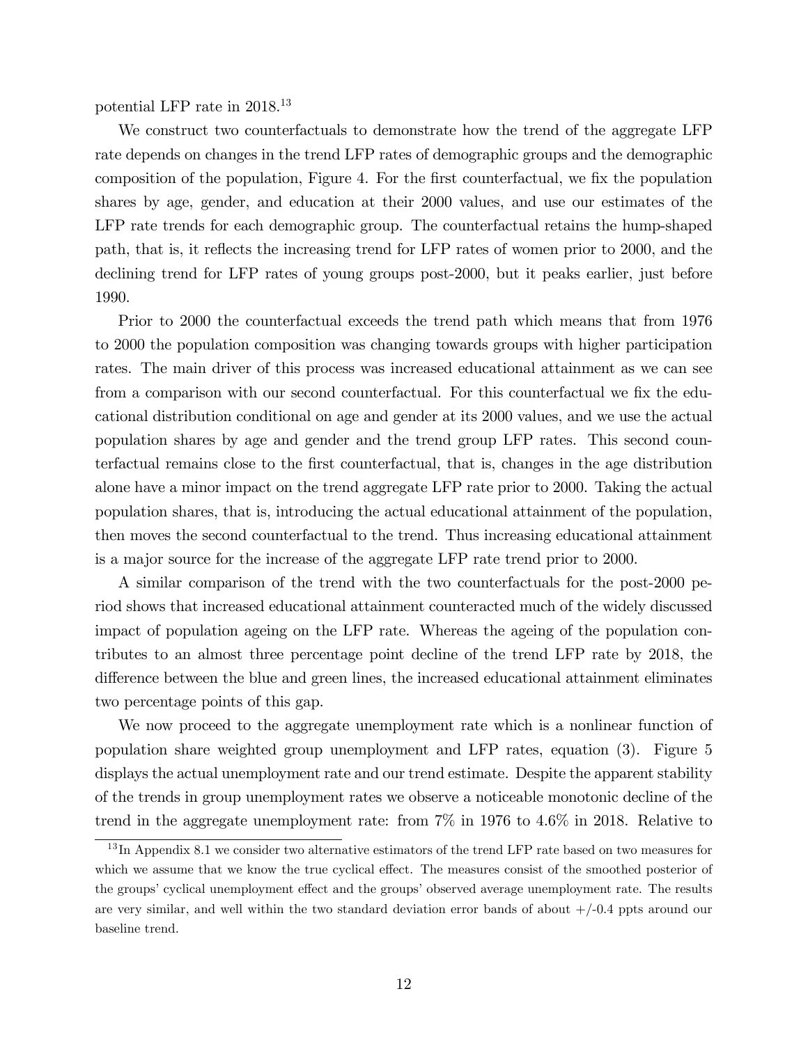potential LFP rate in 2018.[13]

We construct two counterfactuals to demonstrate how the trend of the aggregate LFP rate depends on changes in the trend LFP rates of demographic groups and the demographic composition of the population, Figure 4. For the first counterfactual, we fix the population shares by age, gender, and education at their 2000 values, and use our estimates of the LFP rate trends for each demographic group. The counterfactual retains the hump-shaped path, that is, it reflects the increasing trend for LFP rates of women prior to 2000, and the declining trend for LFP rates of young groups post-2000, but it peaks earlier, just before 1990.

Prior to 2000 the counterfactual exceeds the trend path which means that from 1976 to 2000 the population composition was changing towards groups with higher participation rates. The main driver of this process was increased educational attainment as we can see from a comparison with our second counterfactual. For this counterfactual we fix the educational distribution conditional on age and gender at its 2000 values, and we use the actual population shares by age and gender and the trend group LFP rates. This second counterfactual remains close to the first counterfactual, that is, changes in the age distribution alone have a minor impact on the trend aggregate LFP rate prior to 2000. Taking the actual population shares, that is, introducing the actual educational attainment of the population, then moves the second counterfactual to the trend. Thus increasing educational attainment is a major source for the increase of the aggregate LFP rate trend prior to 2000.

A similar comparison of the trend with the two counterfactuals for the post-2000 period shows that increased educational attainment counteracted much of the widely discussed impact of population ageing on the LFP rate. Whereas the ageing of the population contributes to an almost three percentage point decline of the trend LFP rate by 2018, the difference between the blue and green lines, the increased educational attainment eliminates two percentage points of this gap.

We now proceed to the aggregate unemployment rate which is a nonlinear function of population share weighted group unemployment and LFP rates, equation (3). Figure 5 displays the actual unemployment rate and our trend estimate. Despite the apparent stability of the trends in group unemployment rates we observe a noticeable monotonic decline of the trend in the aggregate unemployment rate: from 7% in 1976 to 4.6% in 2018. Relative to

[13] In Appendix 8.1 we consider two alternative estimators of the trend LFP rate based on two measures for which we assume that we know the true cyclical effect. The measures consist of the smoothed posterior of the groups' cyclical unemployment effect and the groups' observed average unemployment rate. The results are very similar, and well within the two standard deviation error bands of about +/-0.4 ppts around our baseline trend.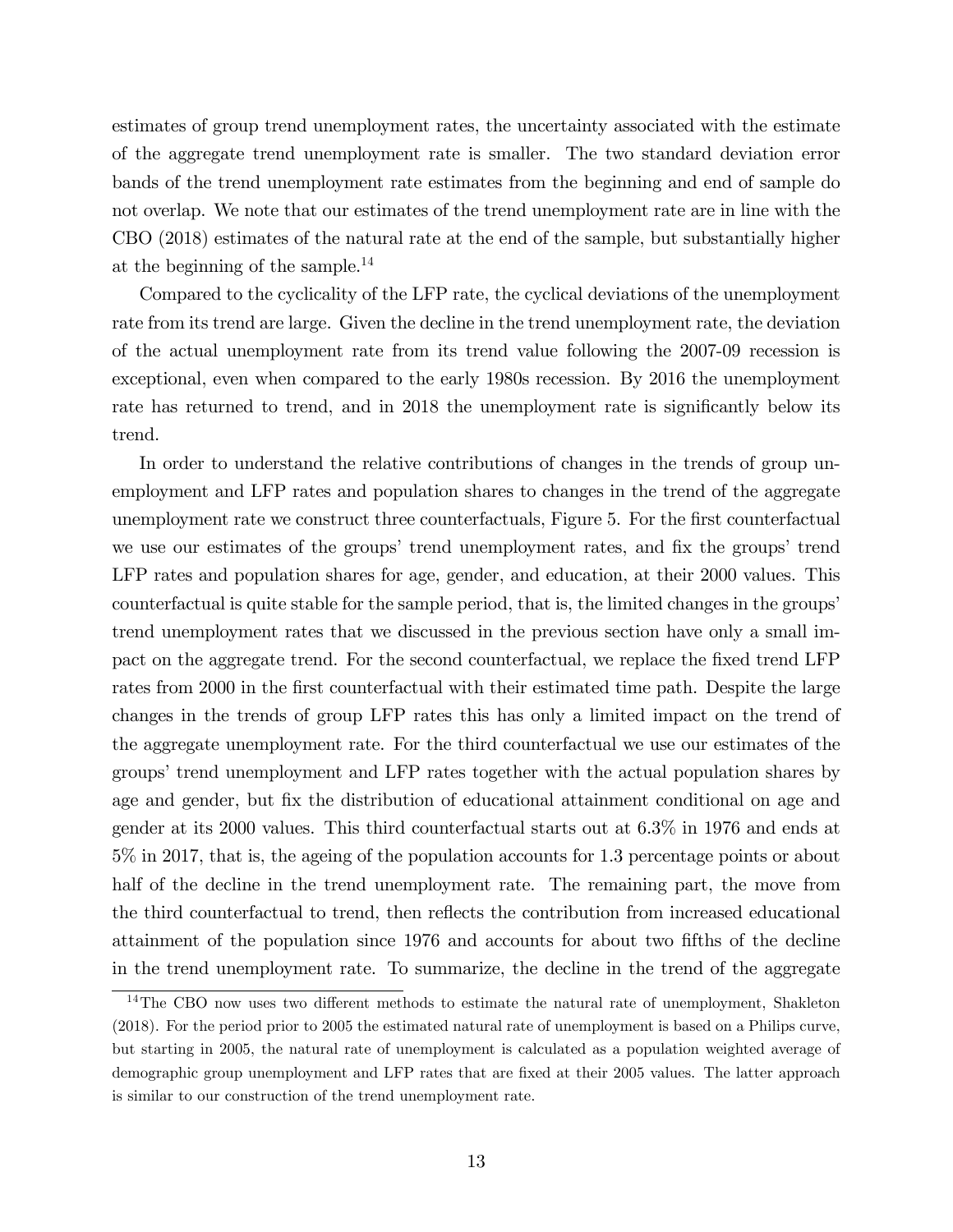estimates of group trend unemployment rates, the uncertainty associated with the estimate of the aggregate trend unemployment rate is smaller. The two standard deviation error bands of the trend unemployment rate estimates from the beginning and end of sample do not overlap. We note that our estimates of the trend unemployment rate are in line with the CBO (2018) estimates of the natural rate at the end of the sample, but substantially higher at the beginning of the sample.[14]

Compared to the cyclicality of the LFP rate, the cyclical deviations of the unemployment rate from its trend are large. Given the decline in the trend unemployment rate, the deviation of the actual unemployment rate from its trend value following the 2007-09 recession is exceptional, even when compared to the early 1980s recession. By 2016 the unemployment rate has returned to trend, and in 2018 the unemployment rate is significantly below its trend.

In order to understand the relative contributions of changes in the trends of group unemployment and LFP rates and population shares to changes in the trend of the aggregate unemployment rate we construct three counterfactuals, Figure 5. For the first counterfactual we use our estimates of the groups' trend unemployment rates, and fix the groups' trend LFP rates and population shares for age, gender, and education, at their 2000 values. This counterfactual is quite stable for the sample period, that is, the limited changes in the groups' trend unemployment rates that we discussed in the previous section have only a small impact on the aggregate trend. For the second counterfactual, we replace the fixed trend LFP rates from 2000 in the first counterfactual with their estimated time path. Despite the large changes in the trends of group LFP rates this has only a limited impact on the trend of the aggregate unemployment rate. For the third counterfactual we use our estimates of the groups' trend unemployment and LFP rates together with the actual population shares by age and gender, but fix the distribution of educational attainment conditional on age and gender at its 2000 values. This third counterfactual starts out at 6.3% in 1976 and ends at 5% in 2017, that is, the ageing of the population accounts for 1.3 percentage points or about half of the decline in the trend unemployment rate. The remaining part, the move from the third counterfactual to trend, then reflects the contribution from increased educational attainment of the population since 1976 and accounts for about two fifths of the decline in the trend unemployment rate. To summarize, the decline in the trend of the aggregate

[14] The CBO now uses two different methods to estimate the natural rate of unemployment, Shakleton (2018). For the period prior to 2005 the estimated natural rate of unemployment is based on a Philips curve, but starting in 2005, the natural rate of unemployment is calculated as a population weighted average of demographic group unemployment and LFP rates that are fixed at their 2005 values. The latter approach is similar to our construction of the trend unemployment rate.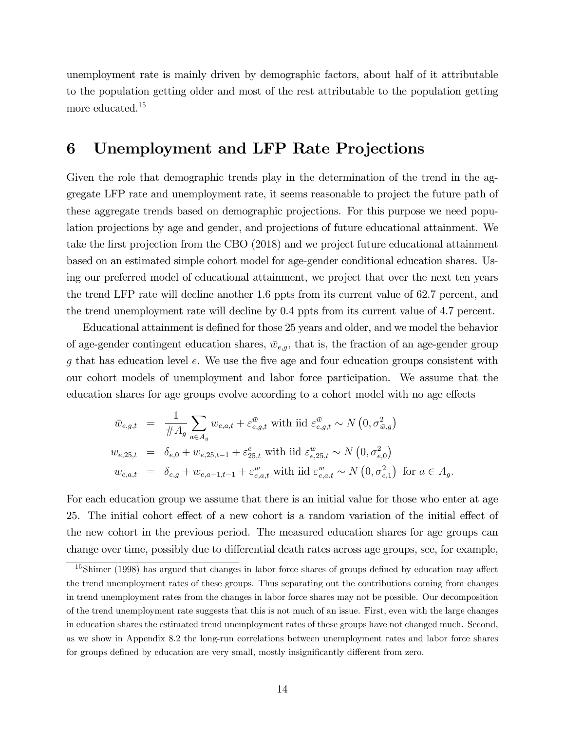unemployment rate is mainly driven by demographic factors, about half of it attributable to the population getting older and most of the rest attributable to the population getting more educated.[15]

# 6 Unemployment and LFP Rate Projections

Given the role that demographic trends play in the determination of the trend in the aggregate LFP rate and unemployment rate, it seems reasonable to project the future path of these aggregate trends based on demographic projections. For this purpose we need population projections by age and gender, and projections of future educational attainment. We take the first projection from the CBO (2018) and we project future educational attainment based on an estimated simple cohort model for age-gender conditional education shares. Using our preferred model of educational attainment, we project that over the next ten years the trend LFP rate will decline another 1.6 ppts from its current value of 62.7 percent, and the trend unemployment rate will decline by 0.4 ppts from its current value of 4.7 percent.

Educational attainment is defined for those 25 years and older, and we model the behavior of age-gender contingent education shares, $\bar{w}_{e,g}$, that is, the fraction of an age-gender group $g$ that has education level $e$. We use the five age and four education groups consistent with our cohort models of unemployment and labor force participation. We assume that the education shares for age groups evolve according to a cohort model with no age effects

$$
\begin{aligned}
\bar{w}_{e,g,t} &= \frac{1}{\#A_g} \sum_{a \in A_g} w_{e,a,t} + \varepsilon^{\bar{w}}_{e,g,t} \text{ with iid } \varepsilon^{\bar{w}}_{e,g,t} \sim N\left(0, \sigma^2_{\bar{w},g}\right) \\
w_{e,25,t} &= \delta_{e,0} + w_{e,25,t-1} + \varepsilon^{e}_{25,t} \text{ with iid } \varepsilon^{w}_{e,25,t} \sim N\left(0, \sigma^2_{e,0}\right) \\
w_{e,a,t} &= \delta_{e,g} + w_{e,a-1,t-1} + \varepsilon^{w}_{e,a,t} \text{ with iid } \varepsilon^{w}_{e,a.t} \sim N\left(0, \sigma^2_{e,1}\right) \text{ for } a \in A_g.
\end{aligned}
$$

For each education group we assume that there is an initial value for those who enter at age 25. The initial cohort effect of a new cohort is a random variation of the initial effect of the new cohort in the previous period. The measured education shares for age groups can change over time, possibly due to differential death rates across age groups, see, for example,

[15] Shimer (1998) has argued that changes in labor force shares of groups defined by education may affect the trend unemployment rates of these groups. Thus separating out the contributions coming from changes in trend unemployment rates from the changes in labor force shares may not be possible. Our decomposition of the trend unemployment rate suggests that this is not much of an issue. First, even with the large changes in education shares the estimated trend unemployment rates of these groups have not changed much. Second, as we show in Appendix 8.2 the long-run correlations between unemployment rates and labor force shares for groups defined by education are very small, mostly insignificantly different from zero.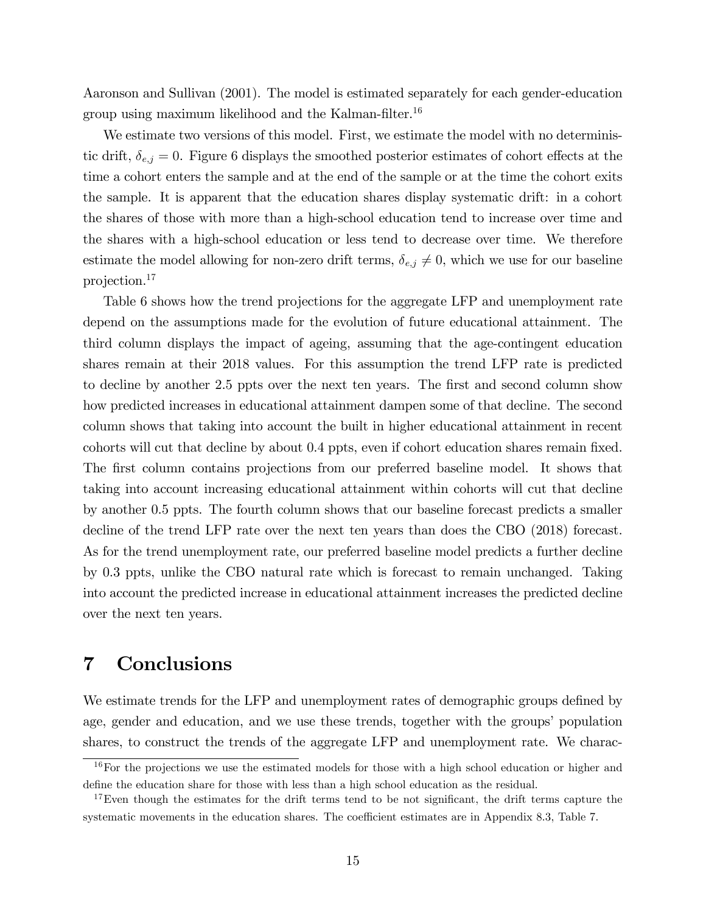Aaronson and Sullivan (2001). The model is estimated separately for each gender-education group using maximum likelihood and the Kalman-filter.[16]

We estimate two versions of this model. First, we estimate the model with no deterministic drift, $\delta_{e,j} = 0$. Figure 6 displays the smoothed posterior estimates of cohort effects at the time a cohort enters the sample and at the end of the sample or at the time the cohort exits the sample. It is apparent that the education shares display systematic drift: in a cohort the shares of those with more than a high-school education tend to increase over time and the shares with a high-school education or less tend to decrease over time. We therefore estimate the model allowing for non-zero drift terms, $\delta_{e,j} \neq 0$, which we use for our baseline projection.[17]

Table 6 shows how the trend projections for the aggregate LFP and unemployment rate depend on the assumptions made for the evolution of future educational attainment. The third column displays the impact of ageing, assuming that the age-contingent education shares remain at their 2018 values. For this assumption the trend LFP rate is predicted to decline by another 2.5 ppts over the next ten years. The first and second column show how predicted increases in educational attainment dampen some of that decline. The second column shows that taking into account the built in higher educational attainment in recent cohorts will cut that decline by about 0.4 ppts, even if cohort education shares remain fixed. The first column contains projections from our preferred baseline model. It shows that taking into account increasing educational attainment within cohorts will cut that decline by another 0.5 ppts. The fourth column shows that our baseline forecast predicts a smaller decline of the trend LFP rate over the next ten years than does the CBO (2018) forecast. As for the trend unemployment rate, our preferred baseline model predicts a further decline by 0.3 ppts, unlike the CBO natural rate which is forecast to remain unchanged. Taking into account the predicted increase in educational attainment increases the predicted decline over the next ten years.

# 7 Conclusions

We estimate trends for the LFP and unemployment rates of demographic groups defined by age, gender and education, and we use these trends, together with the groups' population shares, to construct the trends of the aggregate LFP and unemployment rate. We charac-

[16] For the projections we use the estimated models for those with a high school education or higher and define the education share for those with less than a high school education as the residual.

[17] Even though the estimates for the drift terms tend to be not significant, the drift terms capture the systematic movements in the education shares. The coefficient estimates are in Appendix 8.3, Table 7.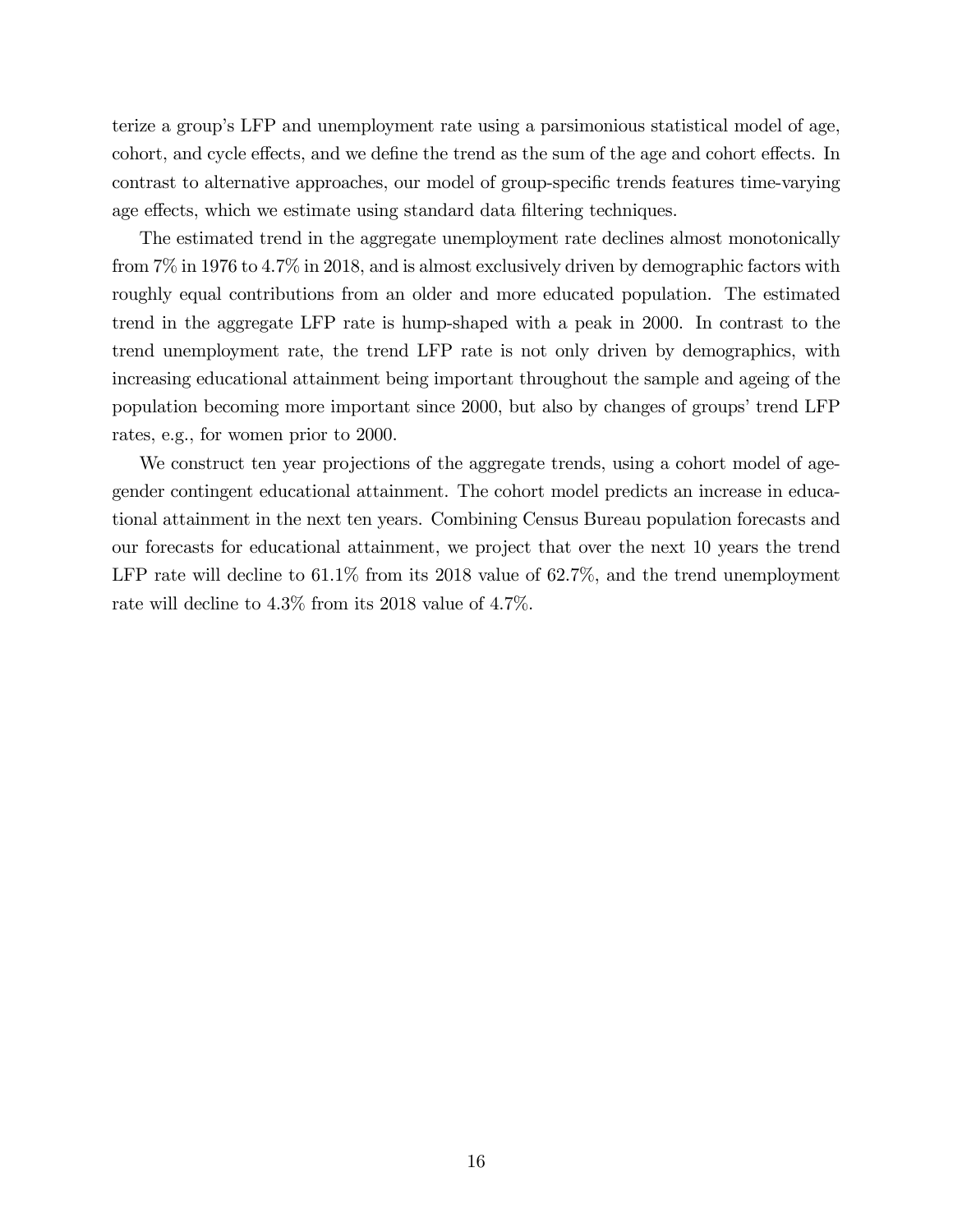terize a group's LFP and unemployment rate using a parsimonious statistical model of age, cohort, and cycle effects, and we define the trend as the sum of the age and cohort effects. In contrast to alternative approaches, our model of group-specific trends features time-varying age effects, which we estimate using standard data filtering techniques.

The estimated trend in the aggregate unemployment rate declines almost monotonically from 7% in 1976 to 4.7% in 2018, and is almost exclusively driven by demographic factors with roughly equal contributions from an older and more educated population. The estimated trend in the aggregate LFP rate is hump-shaped with a peak in 2000. In contrast to the trend unemployment rate, the trend LFP rate is not only driven by demographics, with increasing educational attainment being important throughout the sample and ageing of the population becoming more important since 2000, but also by changes of groups' trend LFP rates, e.g., for women prior to 2000.

We construct ten year projections of the aggregate trends, using a cohort model of age-gender contingent educational attainment. The cohort model predicts an increase in educational attainment in the next ten years. Combining Census Bureau population forecasts and our forecasts for educational attainment, we project that over the next 10 years the trend LFP rate will decline to 61.1% from its 2018 value of 62.7%, and the trend unemployment rate will decline to 4.3% from its 2018 value of 4.7%.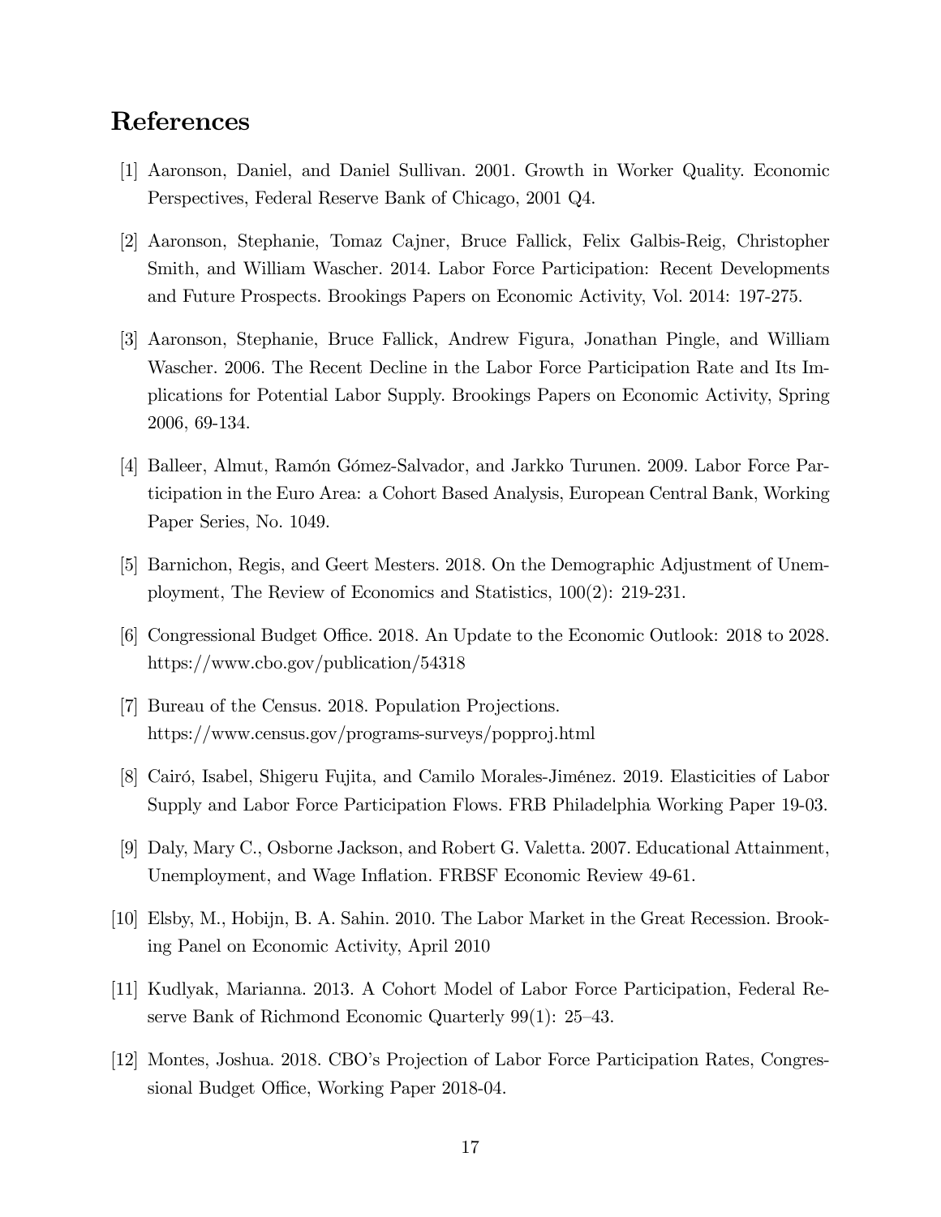# References

[1] Aaronson, Daniel, and Daniel Sullivan. 2001. Growth in Worker Quality. Economic Perspectives, Federal Reserve Bank of Chicago, 2001 Q4.

[2] Aaronson, Stephanie, Tomaz Cajner, Bruce Fallick, Felix Galbis-Reig, Christopher Smith, and William Wascher. 2014. Labor Force Participation: Recent Developments and Future Prospects. Brookings Papers on Economic Activity, Vol. 2014: 197-275.

[3] Aaronson, Stephanie, Bruce Fallick, Andrew Figura, Jonathan Pingle, and William Wascher. 2006. The Recent Decline in the Labor Force Participation Rate and Its Implications for Potential Labor Supply. Brookings Papers on Economic Activity, Spring 2006, 69-134.

[4] Balleer, Almut, Ramón Gómez-Salvador, and Jarkko Turunen. 2009. Labor Force Participation in the Euro Area: a Cohort Based Analysis, European Central Bank, Working Paper Series, No. 1049.

[5] Barnichon, Regis, and Geert Mesters. 2018. On the Demographic Adjustment of Unemployment, The Review of Economics and Statistics, 100(2): 219-231.

[6] Congressional Budget Office. 2018. An Update to the Economic Outlook: 2018 to 2028. https://www.cbo.gov/publication/54318

[7] Bureau of the Census. 2018. Population Projections. https://www.census.gov/programs-surveys/popproj.html

[8] Cairó, Isabel, Shigeru Fujita, and Camilo Morales-Jiménez. 2019. Elasticities of Labor Supply and Labor Force Participation Flows. FRB Philadelphia Working Paper 19-03.

[9] Daly, Mary C., Osborne Jackson, and Robert G. Valetta. 2007. Educational Attainment, Unemployment, and Wage Inflation. FRBSF Economic Review 49-61.

[10] Elsby, M., Hobijn, B. A. Sahin. 2010. The Labor Market in the Great Recession. Brooking Panel on Economic Activity, April 2010

[11] Kudlyak, Marianna. 2013. A Cohort Model of Labor Force Participation, Federal Reserve Bank of Richmond Economic Quarterly 99(1): 25–43.

[12] Montes, Joshua. 2018. CBO's Projection of Labor Force Participation Rates, Congressional Budget Office, Working Paper 2018-04.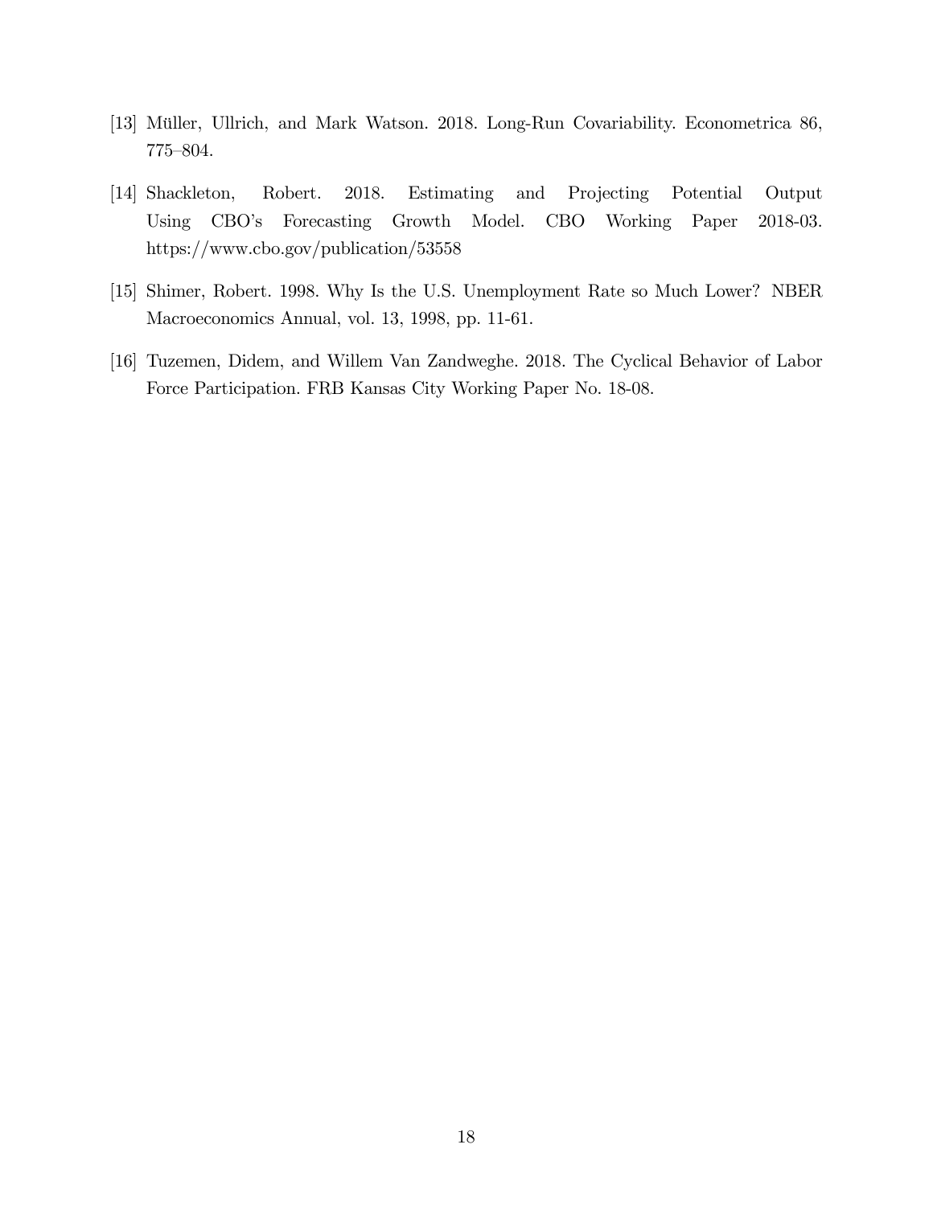[13] Müller, Ullrich, and Mark Watson. 2018. Long-Run Covariability. Econometrica 86, 775–804.

[14] Shackleton, Robert. 2018. Estimating and Projecting Potential Output Using CBO's Forecasting Growth Model. CBO Working Paper 2018-03. https://www.cbo.gov/publication/53558

[15] Shimer, Robert. 1998. Why Is the U.S. Unemployment Rate so Much Lower? NBER Macroeconomics Annual, vol. 13, 1998, pp. 11-61.

[16] Tuzemen, Didem, and Willem Van Zandweghe. 2018. The Cyclical Behavior of Labor Force Participation. FRB Kansas City Working Paper No. 18-08.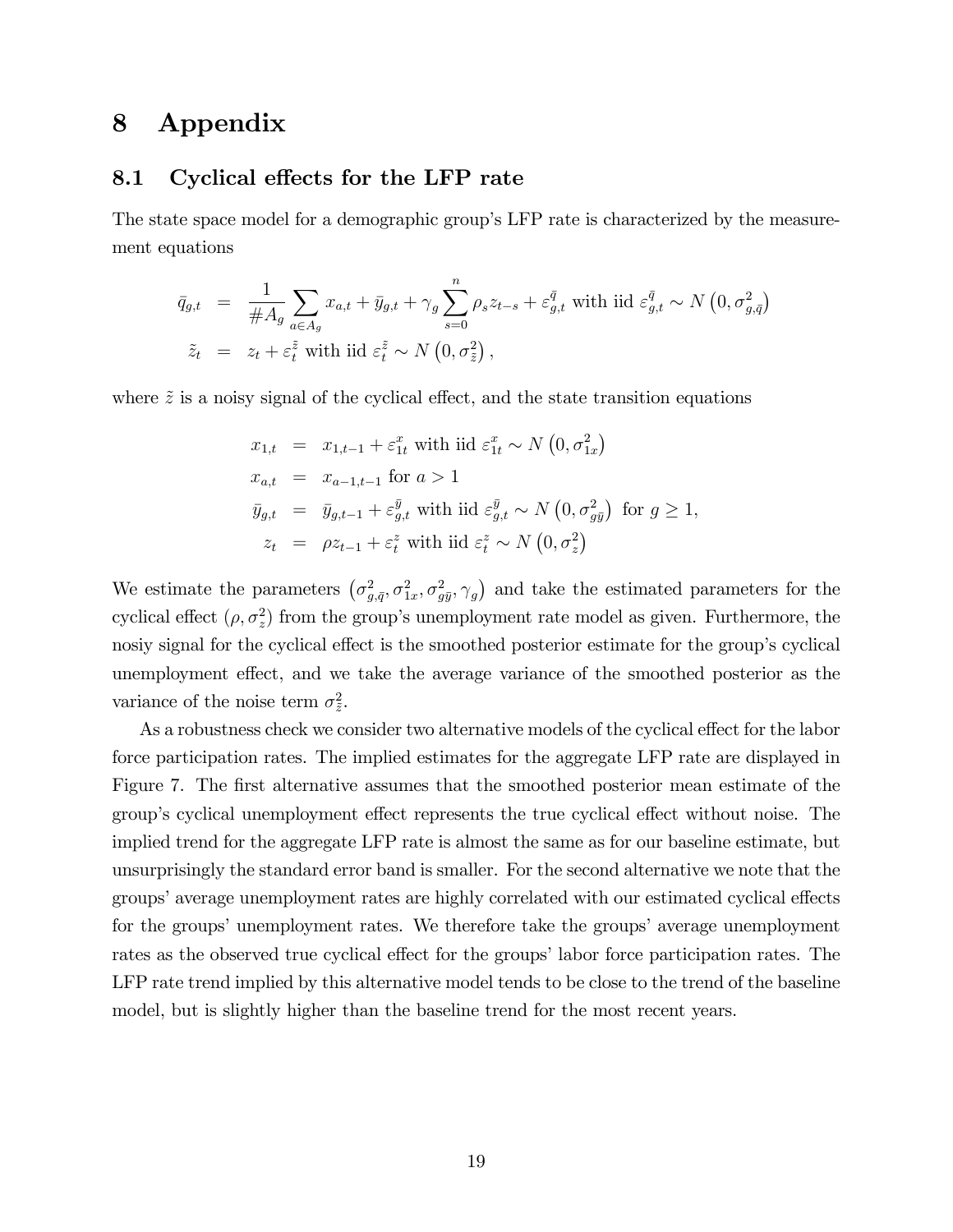# 8 Appendix

## 8.1 Cyclical effects for the LFP rate

The state space model for a demographic group's LFP rate is characterized by the measurement equations

$$
\begin{aligned}
\bar{q}_{g,t} &= \frac{1}{\#A_g} \sum_{a \in A_g} x_{a,t} + \bar{y}_{g,t} + \gamma_g \sum_{s=0}^{n} \rho_s z_{t-s} + \varepsilon_{g,t}^{\bar{q}} \text{ with iid } \varepsilon_{g,t}^{\bar{q}} \sim N\left(0, \sigma_{g,\bar{q}}^2\right) \\
\tilde{z}_t &= z_t + \varepsilon_t^{\tilde{z}} \text{ with iid } \varepsilon_t^{\tilde{z}} \sim N\left(0, \sigma_{\tilde{z}}^2\right),
\end{aligned}
$$

where $\tilde{z}$ is a noisy signal of the cyclical effect, and the state transition equations

$$
\begin{aligned}
x_{1,t} &= x_{1,t-1} + \varepsilon_{1t}^x \text{ with iid } \varepsilon_{1t}^x \sim N\left(0, \sigma_{1x}^2\right) \\
x_{a,t} &= x_{a-1,t-1} \text{ for } a > 1 \\
\bar{y}_{g,t} &= \bar{y}_{g,t-1} + \varepsilon_{g,t}^{\bar{y}} \text{ with iid } \varepsilon_{g,t}^{\bar{y}} \sim N\left(0, \sigma_{g\bar{y}}^2\right) \text{ for } g \geq 1, \\
z_t &= \rho z_{t-1} + \varepsilon_t^z \text{ with iid } \varepsilon_t^z \sim N\left(0, \sigma_z^2\right)
\end{aligned}
$$

We estimate the parameters $\left(\sigma_{g,\bar{q}}^2, \sigma_{1x}^2, \sigma_{g\bar{y}}^2, \gamma_g\right)$ and take the estimated parameters for the cyclical effect $(\rho, \sigma_z^2)$ from the group's unemployment rate model as given. Furthermore, the nosiy signal for the cyclical effect is the smoothed posterior estimate for the group's cyclical unemployment effect, and we take the average variance of the smoothed posterior as the variance of the noise term $\sigma_{\tilde{z}}^2$.

As a robustness check we consider two alternative models of the cyclical effect for the labor force participation rates. The implied estimates for the aggregate LFP rate are displayed in Figure 7. The first alternative assumes that the smoothed posterior mean estimate of the group's cyclical unemployment effect represents the true cyclical effect without noise. The implied trend for the aggregate LFP rate is almost the same as for our baseline estimate, but unsurprisingly the standard error band is smaller. For the second alternative we note that the groups' average unemployment rates are highly correlated with our estimated cyclical effects for the groups' unemployment rates. We therefore take the groups' average unemployment rates as the observed true cyclical effect for the groups' labor force participation rates. The LFP rate trend implied by this alternative model tends to be close to the trend of the baseline model, but is slightly higher than the baseline trend for the most recent years.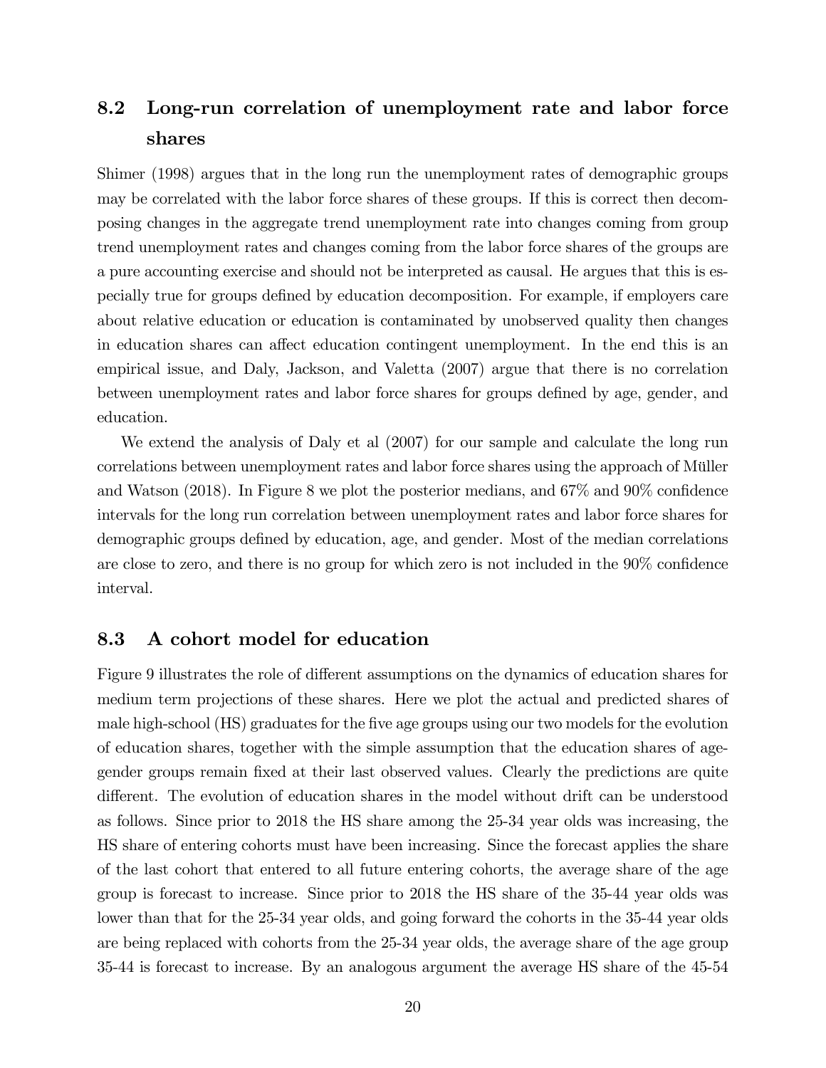## 8.2 Long-run correlation of unemployment rate and labor force shares

Shimer (1998) argues that in the long run the unemployment rates of demographic groups may be correlated with the labor force shares of these groups. If this is correct then decomposing changes in the aggregate trend unemployment rate into changes coming from group trend unemployment rates and changes coming from the labor force shares of the groups are a pure accounting exercise and should not be interpreted as causal. He argues that this is especially true for groups defined by education decomposition. For example, if employers care about relative education or education is contaminated by unobserved quality then changes in education shares can affect education contingent unemployment. In the end this is an empirical issue, and Daly, Jackson, and Valetta (2007) argue that there is no correlation between unemployment rates and labor force shares for groups defined by age, gender, and education.

We extend the analysis of Daly et al (2007) for our sample and calculate the long run correlations between unemployment rates and labor force shares using the approach of Müller and Watson (2018). In Figure 8 we plot the posterior medians, and 67% and 90% confidence intervals for the long run correlation between unemployment rates and labor force shares for demographic groups defined by education, age, and gender. Most of the median correlations are close to zero, and there is no group for which zero is not included in the 90% confidence interval.

## 8.3 A cohort model for education

Figure 9 illustrates the role of different assumptions on the dynamics of education shares for medium term projections of these shares. Here we plot the actual and predicted shares of male high-school (HS) graduates for the five age groups using our two models for the evolution of education shares, together with the simple assumption that the education shares of age-gender groups remain fixed at their last observed values. Clearly the predictions are quite different. The evolution of education shares in the model without drift can be understood as follows. Since prior to 2018 the HS share among the 25-34 year olds was increasing, the HS share of entering cohorts must have been increasing. Since the forecast applies the share of the last cohort that entered to all future entering cohorts, the average share of the age group is forecast to increase. Since prior to 2018 the HS share of the 35-44 year olds was lower than that for the 25-34 year olds, and going forward the cohorts in the 35-44 year olds are being replaced with cohorts from the 25-34 year olds, the average share of the age group 35-44 is forecast to increase. By an analogous argument the average HS share of the 45-54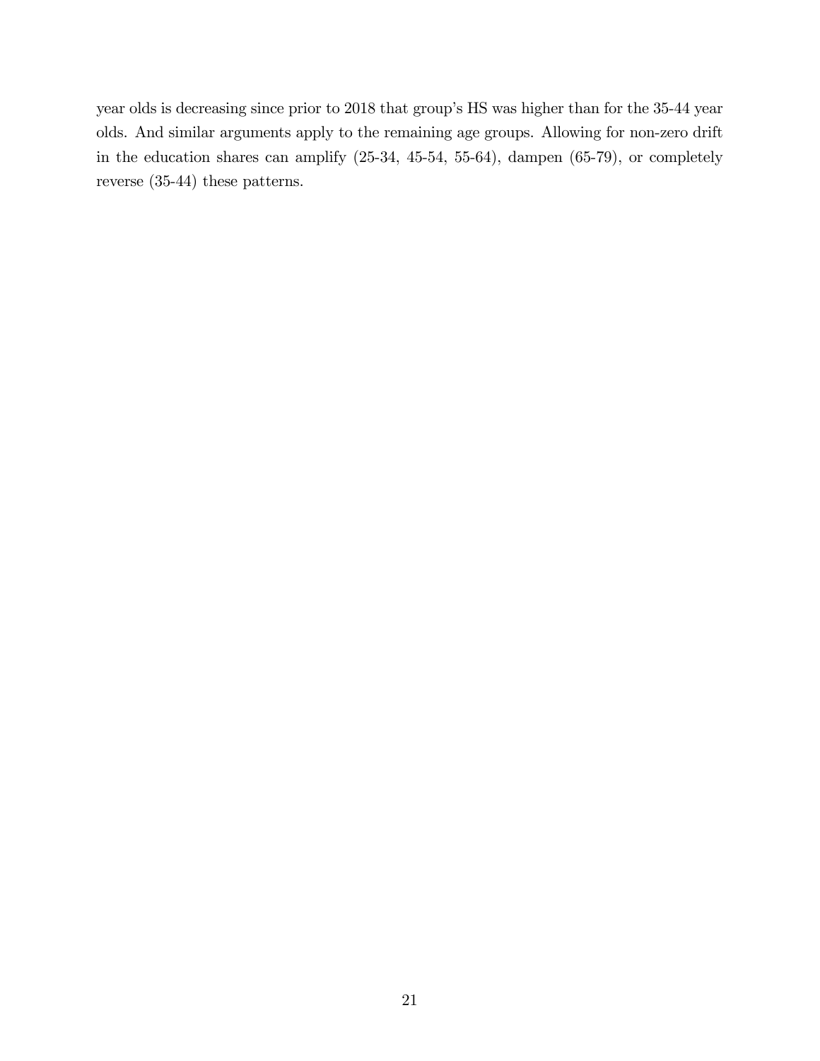year olds is decreasing since prior to 2018 that group's HS was higher than for the 35-44 year olds. And similar arguments apply to the remaining age groups. Allowing for non-zero drift in the education shares can amplify (25-34, 45-54, 55-64), dampen (65-79), or completely reverse (35-44) these patterns.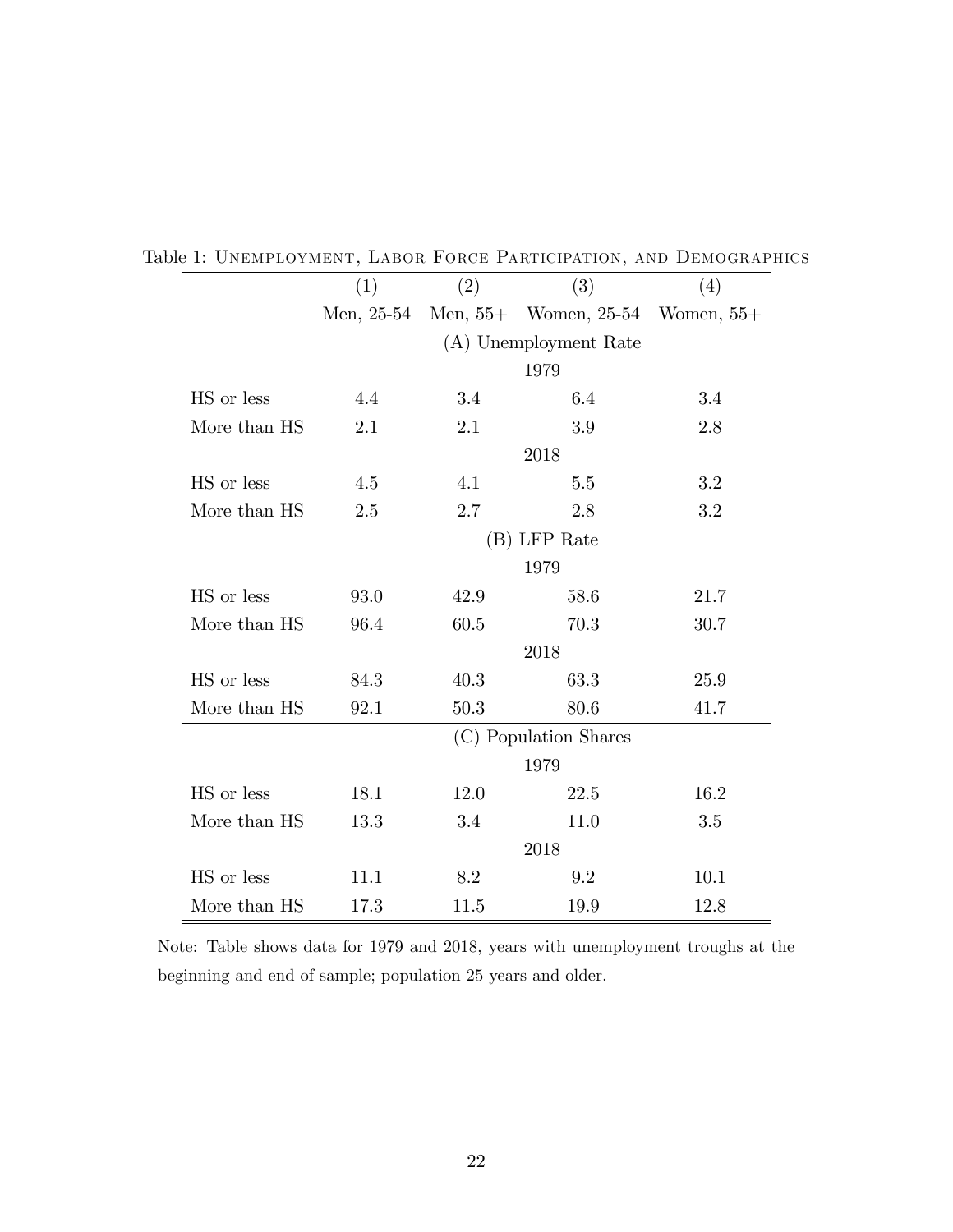Table 1: Unemployment, Labor Force Participation, and Demographics

| | (1) | (2) | (3) | (4) |
|---|---|---|---|---|
| | Men, 25-54 | Men, 55+ | Women, 25-54 | Women, 55+ |
| | (A) Unemployment Rate | | | |
| | 1979 | | | |
| HS or less | 4.4 | 3.4 | 6.4 | 3.4 |
| More than HS | 2.1 | 2.1 | 3.9 | 2.8 |
| | 2018 | | | |
| HS or less | 4.5 | 4.1 | 5.5 | 3.2 |
| More than HS | 2.5 | 2.7 | 2.8 | 3.2 |
| | (B) LFP Rate | | | |
| | 1979 | | | |
| HS or less | 93.0 | 42.9 | 58.6 | 21.7 |
| More than HS | 96.4 | 60.5 | 70.3 | 30.7 |
| | 2018 | | | |
| HS or less | 84.3 | 40.3 | 63.3 | 25.9 |
| More than HS | 92.1 | 50.3 | 80.6 | 41.7 |
| | (C) Population Shares | | | |
| | 1979 | | | |
| HS or less | 18.1 | 12.0 | 22.5 | 16.2 |
| More than HS | 13.3 | 3.4 | 11.0 | 3.5 |
| | 2018 | | | |
| HS or less | 11.1 | 8.2 | 9.2 | 10.1 |
| More than HS | 17.3 | 11.5 | 19.9 | 12.8 |

Note: Table shows data for 1979 and 2018, years with unemployment troughs at the beginning and end of sample; population 25 years and older.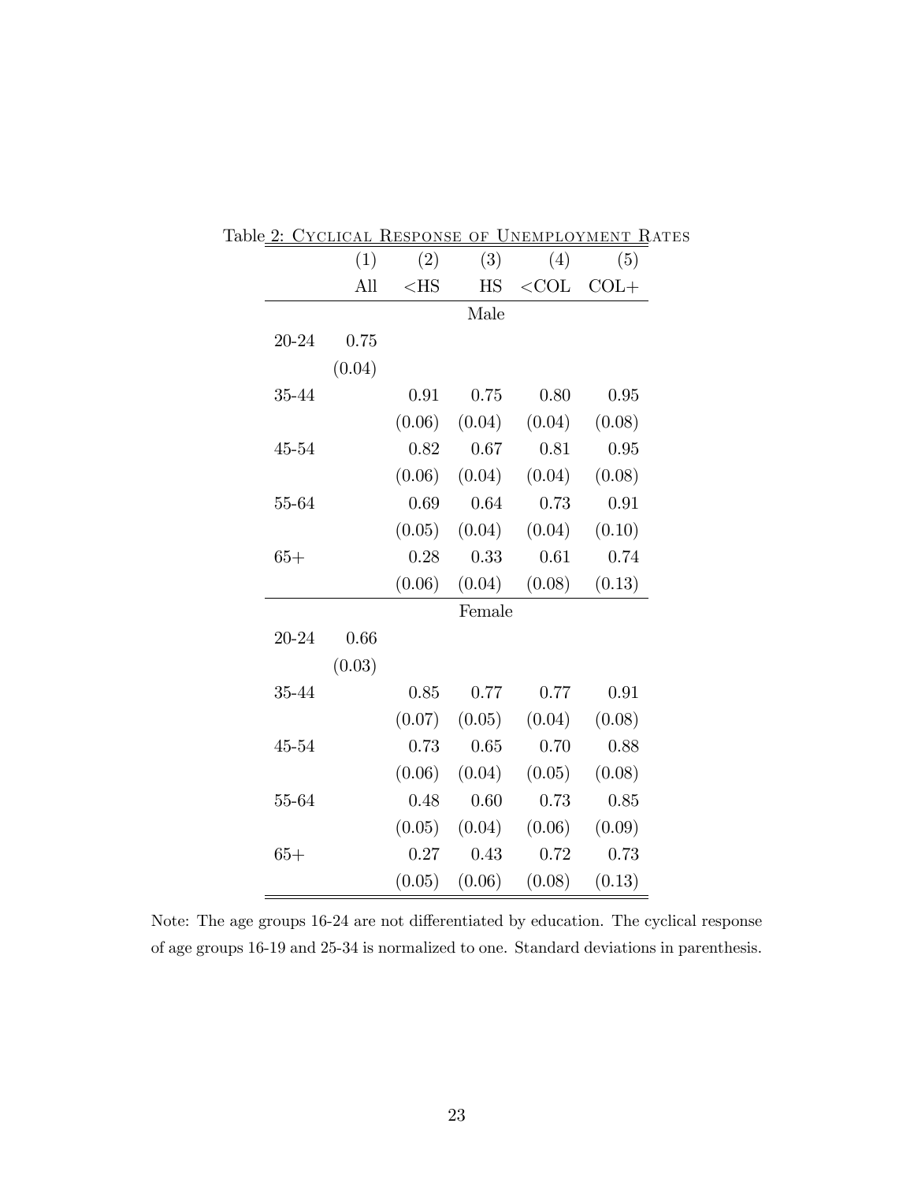Table 2: Cyclical Response of Unemployment Rates

| | (1) | (2) | (3) | (4) | (5) |
|---|---|---|---|---|---|
| | All | <HS | HS | <COL | COL+ |
| | | | Male | | |
| 20-24 | 0.75 | | | | |
| | (0.04) | | | | |
| 35-44 | | 0.91 | 0.75 | 0.80 | 0.95 |
| | | (0.06) | (0.04) | (0.04) | (0.08) |
| 45-54 | | 0.82 | 0.67 | 0.81 | 0.95 |
| | | (0.06) | (0.04) | (0.04) | (0.08) |
| 55-64 | | 0.69 | 0.64 | 0.73 | 0.91 |
| | | (0.05) | (0.04) | (0.04) | (0.10) |
| 65+ | | 0.28 | 0.33 | 0.61 | 0.74 |
| | | (0.06) | (0.04) | (0.08) | (0.13) |
| | | | Female | | |
| 20-24 | 0.66 | | | | |
| | (0.03) | | | | |
| 35-44 | | 0.85 | 0.77 | 0.77 | 0.91 |
| | | (0.07) | (0.05) | (0.04) | (0.08) |
| 45-54 | | 0.73 | 0.65 | 0.70 | 0.88 |
| | | (0.06) | (0.04) | (0.05) | (0.08) |
| 55-64 | | 0.48 | 0.60 | 0.73 | 0.85 |
| | | (0.05) | (0.04) | (0.06) | (0.09) |
| 65+ | | 0.27 | 0.43 | 0.72 | 0.73 |
| | | (0.05) | (0.06) | (0.08) | (0.13) |

Note: The age groups 16-24 are not differentiated by education. The cyclical response of age groups 16-19 and 25-34 is normalized to one. Standard deviations in parenthesis.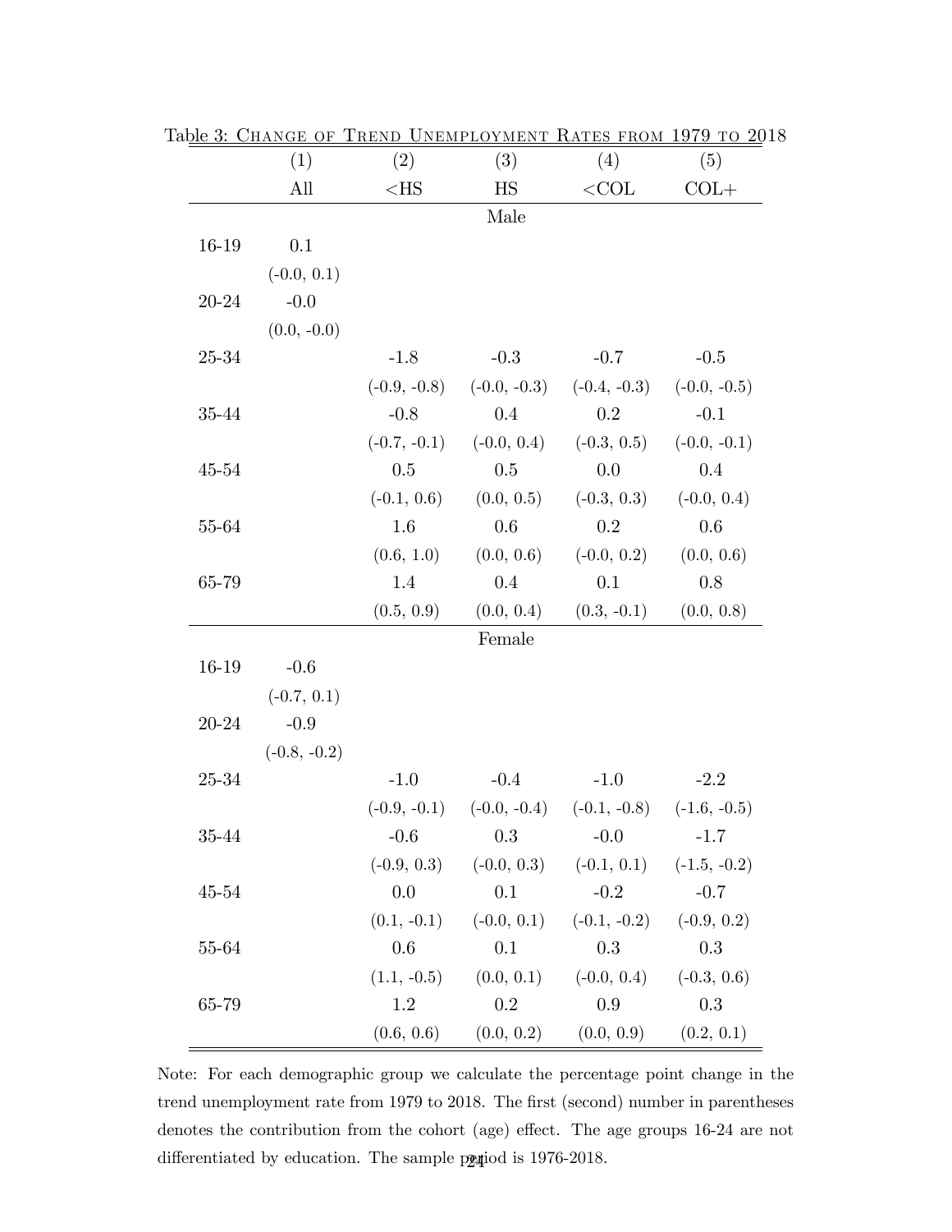Table 3: Change of Trend Unemployment Rates from 1979 to 2018

| | (1) | (2) | (3) | (4) | (5) |
|---|---|---|---|---|---|
| | All | <HS | HS | <COL | COL+ |
| | | | Male | | |
| 16-19 | 0.1 | | | | |
| | (-0.0, 0.1) | | | | |
| 20-24 | -0.0 | | | | |
| | (0.0, -0.0) | | | | |
| 25-34 | | -1.8 | -0.3 | -0.7 | -0.5 |
| | | (-0.9, -0.8) | (-0.0, -0.3) | (-0.4, -0.3) | (-0.0, -0.5) |
| 35-44 | | -0.8 | 0.4 | 0.2 | -0.1 |
| | | (-0.7, -0.1) | (-0.0, 0.4) | (-0.3, 0.5) | (-0.0, -0.1) |
| 45-54 | | 0.5 | 0.5 | 0.0 | 0.4 |
| | | (-0.1, 0.6) | (0.0, 0.5) | (-0.3, 0.3) | (-0.0, 0.4) |
| 55-64 | | 1.6 | 0.6 | 0.2 | 0.6 |
| | | (0.6, 1.0) | (0.0, 0.6) | (-0.0, 0.2) | (0.0, 0.6) |
| 65-79 | | 1.4 | 0.4 | 0.1 | 0.8 |
| | | (0.5, 0.9) | (0.0, 0.4) | (0.3, -0.1) | (0.0, 0.8) |
| | | | Female | | |
| 16-19 | -0.6 | | | | |
| | (-0.7, 0.1) | | | | |
| 20-24 | -0.9 | | | | |
| | (-0.8, -0.2) | | | | |
| 25-34 | | -1.0 | -0.4 | -1.0 | -2.2 |
| | | (-0.9, -0.1) | (-0.0, -0.4) | (-0.1, -0.8) | (-1.6, -0.5) |
| 35-44 | | -0.6 | 0.3 | -0.0 | -1.7 |
| | | (-0.9, 0.3) | (-0.0, 0.3) | (-0.1, 0.1) | (-1.5, -0.2) |
| 45-54 | | 0.0 | 0.1 | -0.2 | -0.7 |
| | | (0.1, -0.1) | (-0.0, 0.1) | (-0.1, -0.2) | (-0.9, 0.2) |
| 55-64 | | 0.6 | 0.1 | 0.3 | 0.3 |
| | | (1.1, -0.5) | (0.0, 0.1) | (-0.0, 0.4) | (-0.3, 0.6) |
| 65-79 | | 1.2 | 0.2 | 0.9 | 0.3 |
| | | (0.6, 0.6) | (0.0, 0.2) | (0.0, 0.9) | (0.2, 0.1) |

Note: For each demographic group we calculate the percentage point change in the trend unemployment rate from 1979 to 2018. The first (second) number in parentheses denotes the contribution from the cohort (age) effect. The age groups 16-24 are not differentiated by education. The sample period is 1976-2018.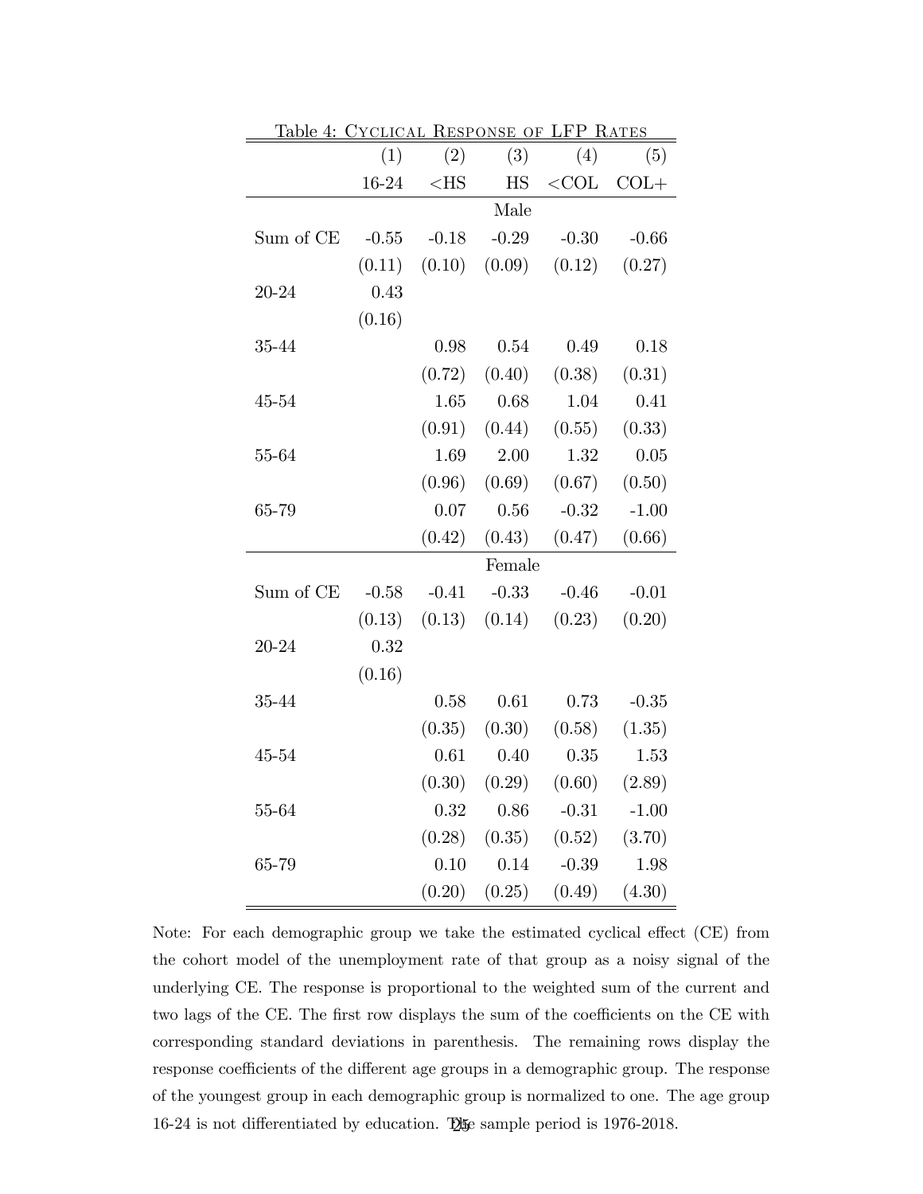Table 4: Cyclical Response of LFP Rates

| | (1) | (2) | (3) | (4) | (5) |
|---|---|---|---|---|---|
| | 16-24 | <HS | HS | <COL | COL+ |
| | | | Male | | |
| Sum of CE | -0.55 | -0.18 | -0.29 | -0.30 | -0.66 |
| | (0.11) | (0.10) | (0.09) | (0.12) | (0.27) |
| 20-24 | 0.43 | | | | |
| | (0.16) | | | | |
| 35-44 | | 0.98 | 0.54 | 0.49 | 0.18 |
| | | (0.72) | (0.40) | (0.38) | (0.31) |
| 45-54 | | 1.65 | 0.68 | 1.04 | 0.41 |
| | | (0.91) | (0.44) | (0.55) | (0.33) |
| 55-64 | | 1.69 | 2.00 | 1.32 | 0.05 |
| | | (0.96) | (0.69) | (0.67) | (0.50) |
| 65-79 | | 0.07 | 0.56 | -0.32 | -1.00 |
| | | (0.42) | (0.43) | (0.47) | (0.66) |
| | | | Female | | |
| Sum of CE | -0.58 | -0.41 | -0.33 | -0.46 | -0.01 |
| | (0.13) | (0.13) | (0.14) | (0.23) | (0.20) |
| 20-24 | 0.32 | | | | |
| | (0.16) | | | | |
| 35-44 | | 0.58 | 0.61 | 0.73 | -0.35 |
| | | (0.35) | (0.30) | (0.58) | (1.35) |
| 45-54 | | 0.61 | 0.40 | 0.35 | 1.53 |
| | | (0.30) | (0.29) | (0.60) | (2.89) |
| 55-64 | | 0.32 | 0.86 | -0.31 | -1.00 |
| | | (0.28) | (0.35) | (0.52) | (3.70) |
| 65-79 | | 0.10 | 0.14 | -0.39 | 1.98 |
| | | (0.20) | (0.25) | (0.49) | (4.30) |

Note: For each demographic group we take the estimated cyclical effect (CE) from the cohort model of the unemployment rate of that group as a noisy signal of the underlying CE. The response is proportional to the weighted sum of the current and two lags of the CE. The first row displays the sum of the coefficients on the CE with corresponding standard deviations in parenthesis. The remaining rows display the response coefficients of the different age groups in a demographic group. The response of the youngest group in each demographic group is normalized to one. The age group 16-24 is not differentiated by education. The sample period is 1976-2018.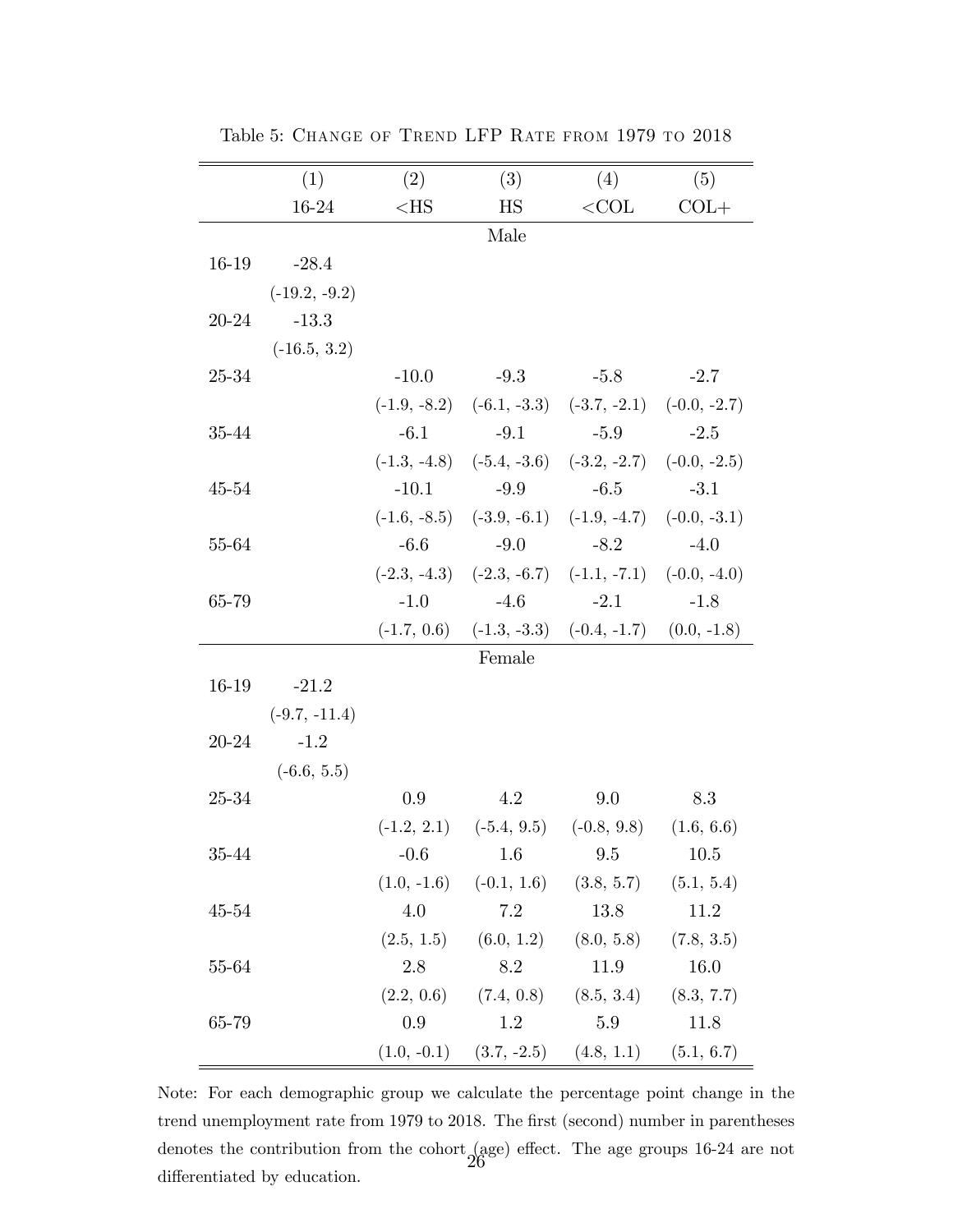Table 5: Change of Trend LFP Rate from 1979 to 2018

| | (1) | (2) | (3) | (4) | (5) |
|---|---|---|---|---|---|
| | 16-24 | <HS | HS | <COL | COL+ |
| | | | Male | | |
| 16-19 | -28.4 | | | | |
| | (-19.2, -9.2) | | | | |
| 20-24 | -13.3 | | | | |
| | (-16.5, 3.2) | | | | |
| 25-34 | | -10.0 | -9.3 | -5.8 | -2.7 |
| | | (-1.9, -8.2) | (-6.1, -3.3) | (-3.7, -2.1) | (-0.0, -2.7) |
| 35-44 | | -6.1 | -9.1 | -5.9 | -2.5 |
| | | (-1.3, -4.8) | (-5.4, -3.6) | (-3.2, -2.7) | (-0.0, -2.5) |
| 45-54 | | -10.1 | -9.9 | -6.5 | -3.1 |
| | | (-1.6, -8.5) | (-3.9, -6.1) | (-1.9, -4.7) | (-0.0, -3.1) |
| 55-64 | | -6.6 | -9.0 | -8.2 | -4.0 |
| | | (-2.3, -4.3) | (-2.3, -6.7) | (-1.1, -7.1) | (-0.0, -4.0) |
| 65-79 | | -1.0 | -4.6 | -2.1 | -1.8 |
| | | (-1.7, 0.6) | (-1.3, -3.3) | (-0.4, -1.7) | (0.0, -1.8) |
| | | | Female | | |
| 16-19 | -21.2 | | | | |
| | (-9.7, -11.4) | | | | |
| 20-24 | -1.2 | | | | |
| | (-6.6, 5.5) | | | | |
| 25-34 | | 0.9 | 4.2 | 9.0 | 8.3 |
| | | (-1.2, 2.1) | (-5.4, 9.5) | (-0.8, 9.8) | (1.6, 6.6) |
| 35-44 | | -0.6 | 1.6 | 9.5 | 10.5 |
| | | (1.0, -1.6) | (-0.1, 1.6) | (3.8, 5.7) | (5.1, 5.4) |
| 45-54 | | 4.0 | 7.2 | 13.8 | 11.2 |
| | | (2.5, 1.5) | (6.0, 1.2) | (8.0, 5.8) | (7.8, 3.5) |
| 55-64 | | 2.8 | 8.2 | 11.9 | 16.0 |
| | | (2.2, 0.6) | (7.4, 0.8) | (8.5, 3.4) | (8.3, 7.7) |
| 65-79 | | 0.9 | 1.2 | 5.9 | 11.8 |
| | | (1.0, -0.1) | (3.7, -2.5) | (4.8, 1.1) | (5.1, 6.7) |

Note: For each demographic group we calculate the percentage point change in the trend unemployment rate from 1979 to 2018. The first (second) number in parentheses denotes the contribution from the cohort (age) effect. The age groups 16-24 are not differentiated by education.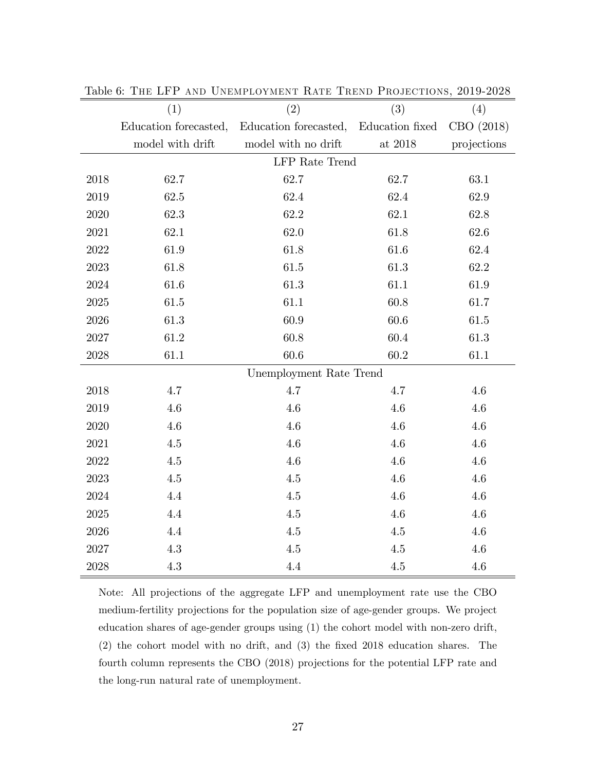Table 6: The LFP and Unemployment Rate Trend Projections, 2019-2028

| | (1) | (2) | (3) | (4) |
|---|---|---|---|---|
| | Education forecasted, model with drift | Education forecasted, model with no drift | Education fixed at 2018 | CBO (2018) projections |
| | | LFP Rate Trend | | |
| 2018 | 62.7 | 62.7 | 62.7 | 63.1 |
| 2019 | 62.5 | 62.4 | 62.4 | 62.9 |
| 2020 | 62.3 | 62.2 | 62.1 | 62.8 |
| 2021 | 62.1 | 62.0 | 61.8 | 62.6 |
| 2022 | 61.9 | 61.8 | 61.6 | 62.4 |
| 2023 | 61.8 | 61.5 | 61.3 | 62.2 |
| 2024 | 61.6 | 61.3 | 61.1 | 61.9 |
| 2025 | 61.5 | 61.1 | 60.8 | 61.7 |
| 2026 | 61.3 | 60.9 | 60.6 | 61.5 |
| 2027 | 61.2 | 60.8 | 60.4 | 61.3 |
| 2028 | 61.1 | 60.6 | 60.2 | 61.1 |
| | | Unemployment Rate Trend | | |
| 2018 | 4.7 | 4.7 | 4.7 | 4.6 |
| 2019 | 4.6 | 4.6 | 4.6 | 4.6 |
| 2020 | 4.6 | 4.6 | 4.6 | 4.6 |
| 2021 | 4.5 | 4.6 | 4.6 | 4.6 |
| 2022 | 4.5 | 4.6 | 4.6 | 4.6 |
| 2023 | 4.5 | 4.5 | 4.6 | 4.6 |
| 2024 | 4.4 | 4.5 | 4.6 | 4.6 |
| 2025 | 4.4 | 4.5 | 4.6 | 4.6 |
| 2026 | 4.4 | 4.5 | 4.5 | 4.6 |
| 2027 | 4.3 | 4.5 | 4.5 | 4.6 |
| 2028 | 4.3 | 4.4 | 4.5 | 4.6 |

Note: All projections of the aggregate LFP and unemployment rate use the CBO medium-fertility projections for the population size of age-gender groups. We project education shares of age-gender groups using (1) the cohort model with non-zero drift, (2) the cohort model with no drift, and (3) the fixed 2018 education shares. The fourth column represents the CBO (2018) projections for the potential LFP rate and the long-run natural rate of unemployment.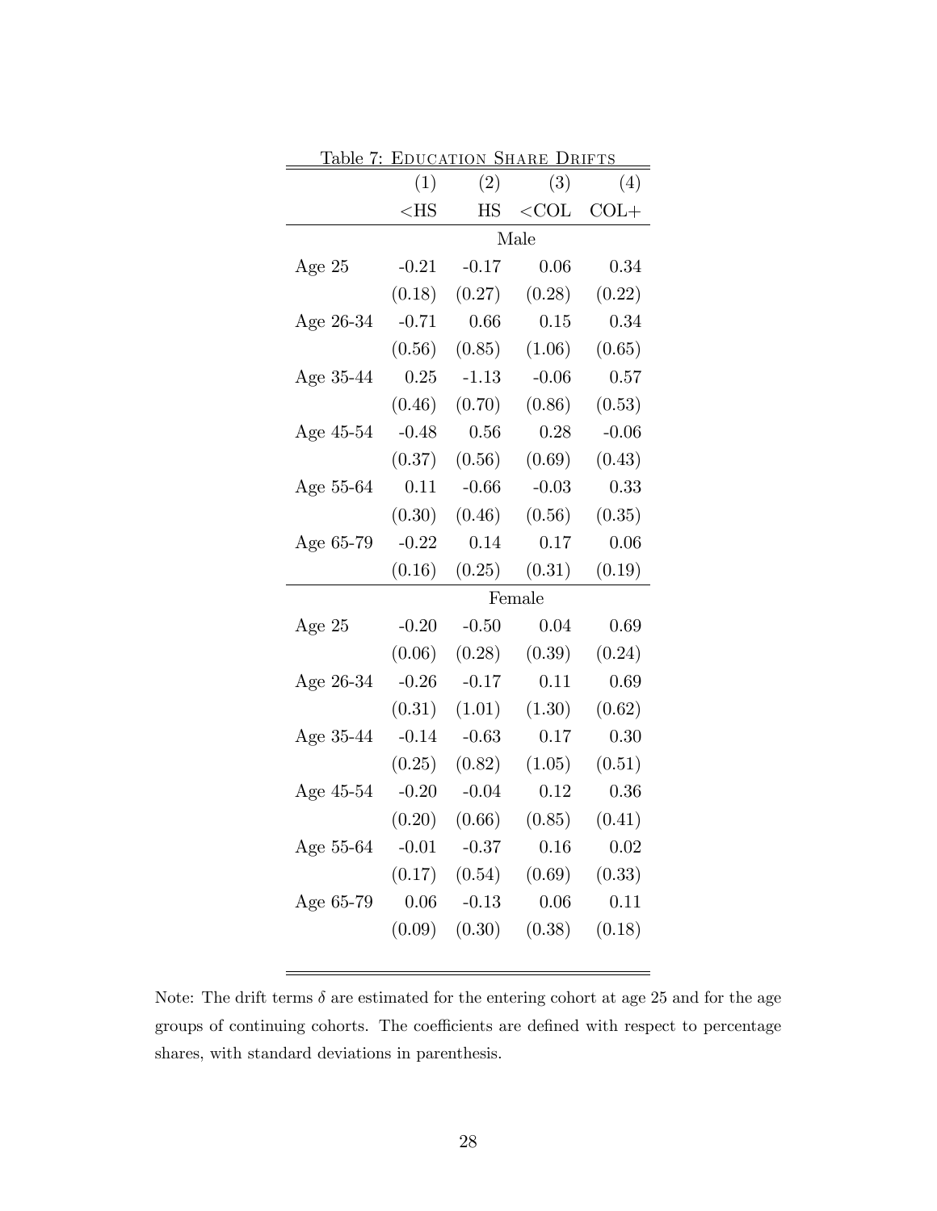Table 7: Education Share Drifts

| | (1) | (2) | (3) | (4) |
|---|---|---|---|---|
| | <HS | HS | <COL | COL+ |
| | | Male | | |
| Age 25 | -0.21 | -0.17 | 0.06 | 0.34 |
| | (0.18) | (0.27) | (0.28) | (0.22) |
| Age 26-34 | -0.71 | 0.66 | 0.15 | 0.34 |
| | (0.56) | (0.85) | (1.06) | (0.65) |
| Age 35-44 | 0.25 | -1.13 | -0.06 | 0.57 |
| | (0.46) | (0.70) | (0.86) | (0.53) |
| Age 45-54 | -0.48 | 0.56 | 0.28 | -0.06 |
| | (0.37) | (0.56) | (0.69) | (0.43) |
| Age 55-64 | 0.11 | -0.66 | -0.03 | 0.33 |
| | (0.30) | (0.46) | (0.56) | (0.35) |
| Age 65-79 | -0.22 | 0.14 | 0.17 | 0.06 |
| | (0.16) | (0.25) | (0.31) | (0.19) |
| | | Female | | |
| Age 25 | -0.20 | -0.50 | 0.04 | 0.69 |
| | (0.06) | (0.28) | (0.39) | (0.24) |
| Age 26-34 | -0.26 | -0.17 | 0.11 | 0.69 |
| | (0.31) | (1.01) | (1.30) | (0.62) |
| Age 35-44 | -0.14 | -0.63 | 0.17 | 0.30 |
| | (0.25) | (0.82) | (1.05) | (0.51) |
| Age 45-54 | -0.20 | -0.04 | 0.12 | 0.36 |
| | (0.20) | (0.66) | (0.85) | (0.41) |
| Age 55-64 | -0.01 | -0.37 | 0.16 | 0.02 |
| | (0.17) | (0.54) | (0.69) | (0.33) |
| Age 65-79 | 0.06 | -0.13 | 0.06 | 0.11 |
| | (0.09) | (0.30) | (0.38) | (0.18) |

Note: The drift terms $\delta$ are estimated for the entering cohort at age 25 and for the age groups of continuing cohorts. The coefficients are defined with respect to percentage shares, with standard deviations in parenthesis.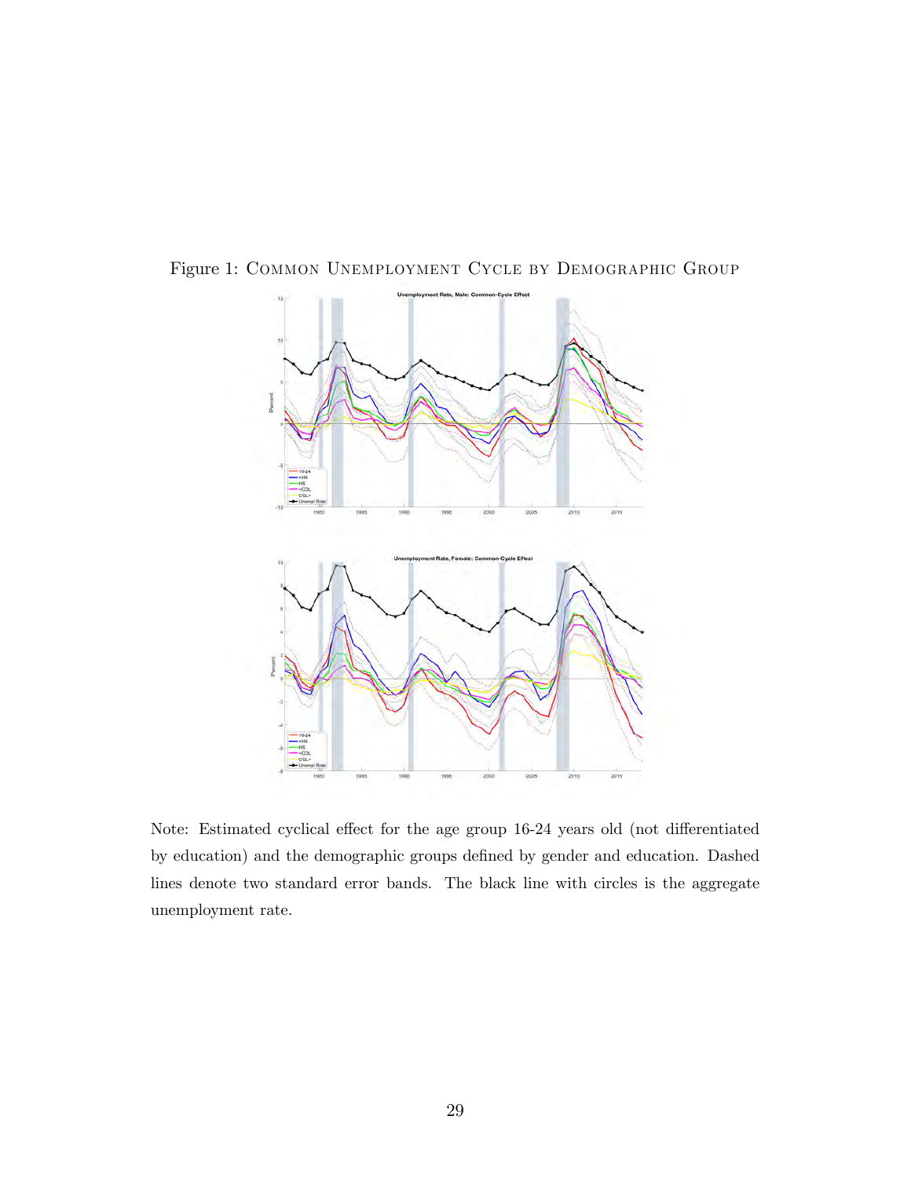Figure 1: Common Unemployment Cycle by Demographic Group

Note: Estimated cyclical effect for the age group 16-24 years old (not differentiated by education) and the demographic groups defined by gender and education. Dashed lines denote two standard error bands. The black line with circles is the aggregate unemployment rate.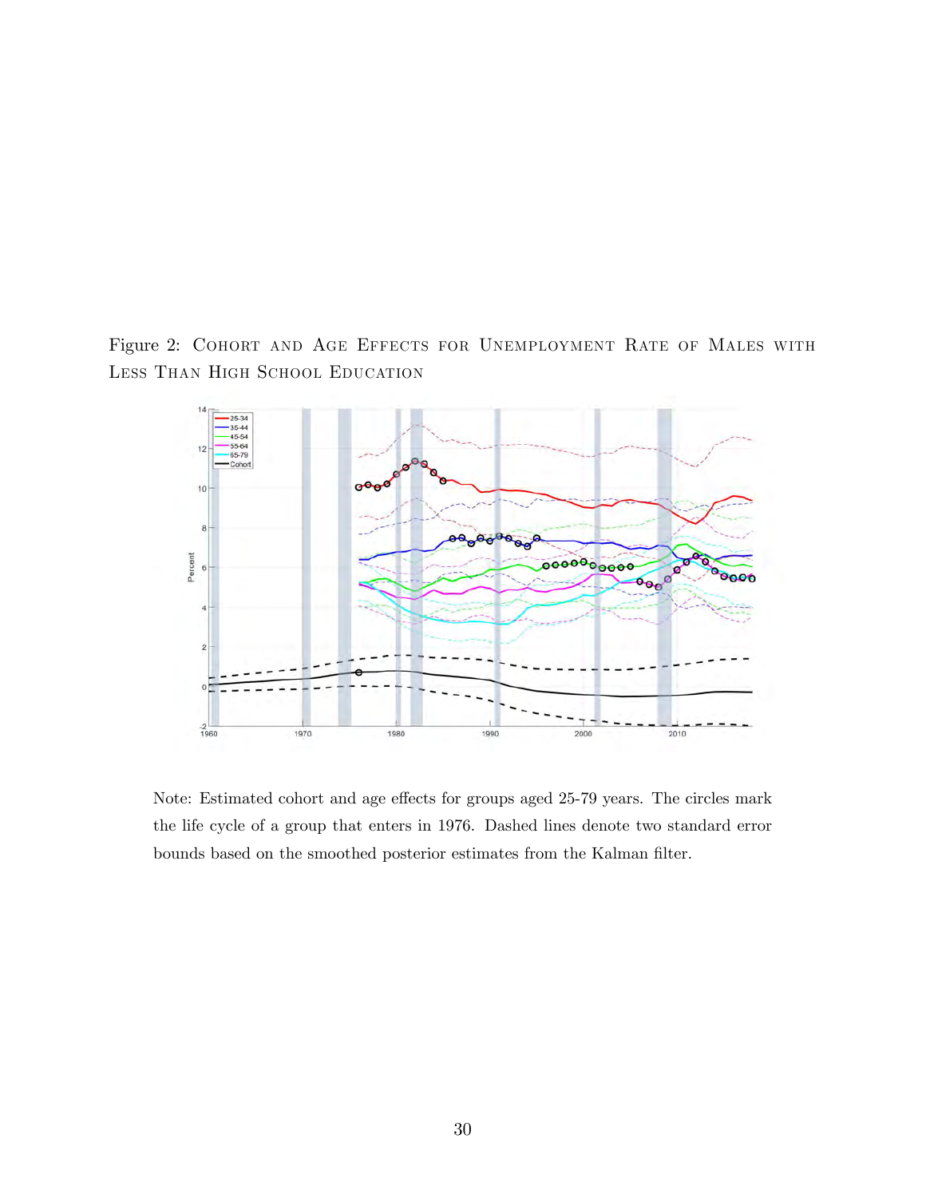Figure 2: Cohort and Age Effects for Unemployment Rate of Males with Less Than High School Education

Note: Estimated cohort and age effects for groups aged 25-79 years. The circles mark the life cycle of a group that enters in 1976. Dashed lines denote two standard error bounds based on the smoothed posterior estimates from the Kalman filter.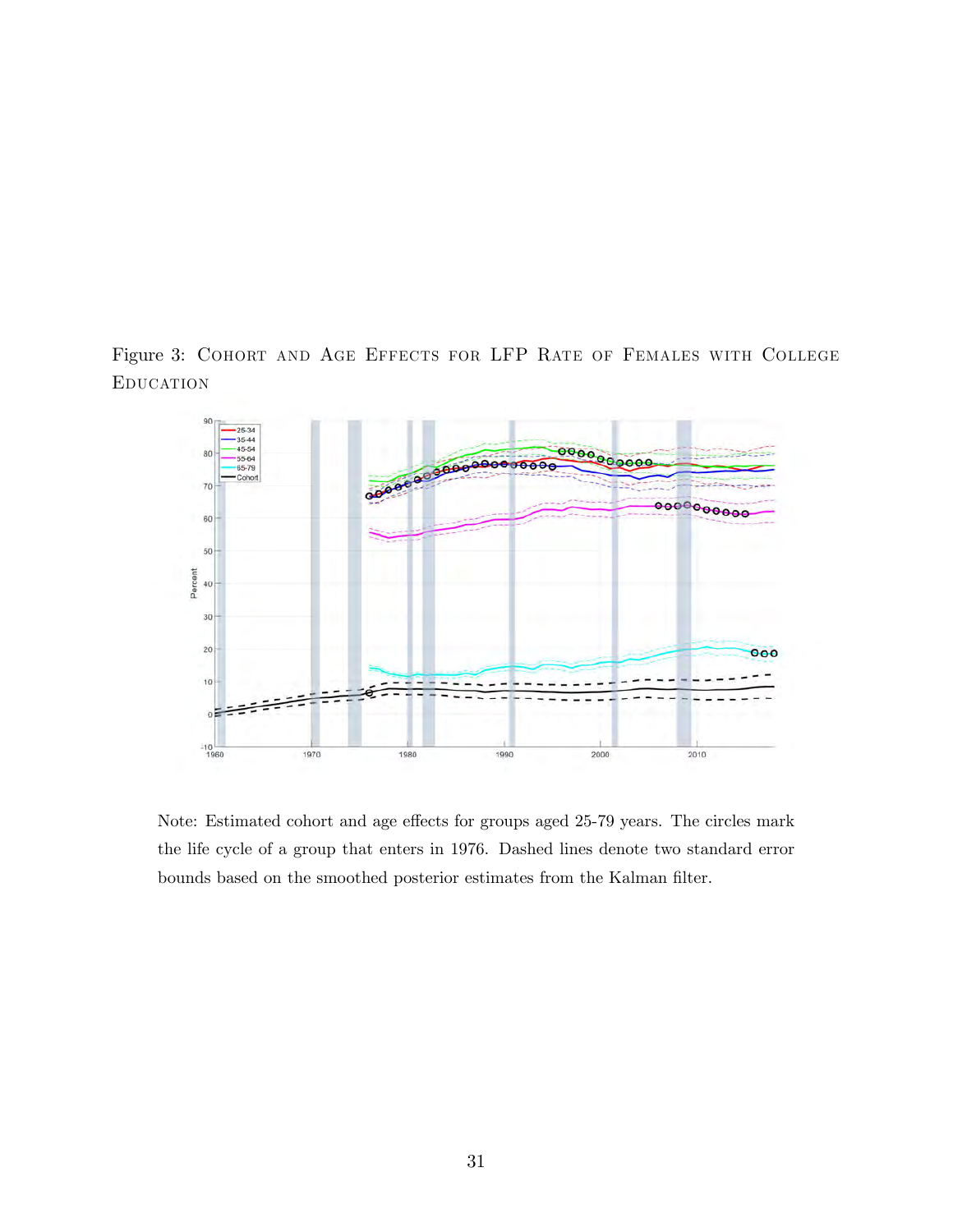Figure 3: Cohort and Age Effects for LFP Rate of Females with College Education

Note: Estimated cohort and age effects for groups aged 25-79 years. The circles mark the life cycle of a group that enters in 1976. Dashed lines denote two standard error bounds based on the smoothed posterior estimates from the Kalman filter.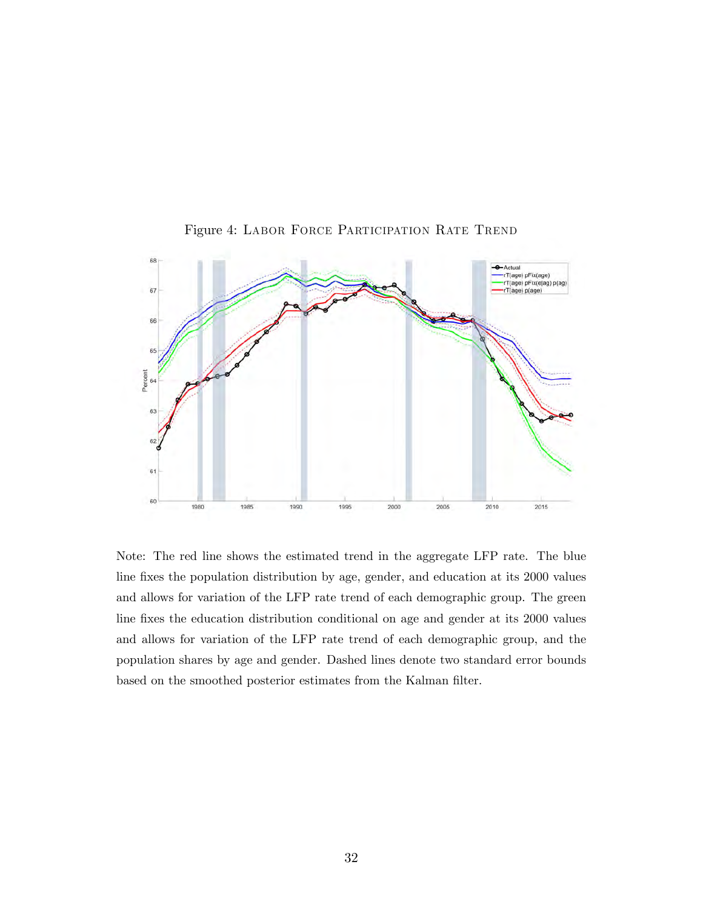Figure 4: Labor Force Participation Rate Trend

Note: The red line shows the estimated trend in the aggregate LFP rate. The blue line fixes the population distribution by age, gender, and education at its 2000 values and allows for variation of the LFP rate trend of each demographic group. The green line fixes the education distribution conditional on age and gender at its 2000 values and allows for variation of the LFP rate trend of each demographic group, and the population shares by age and gender. Dashed lines denote two standard error bounds based on the smoothed posterior estimates from the Kalman filter.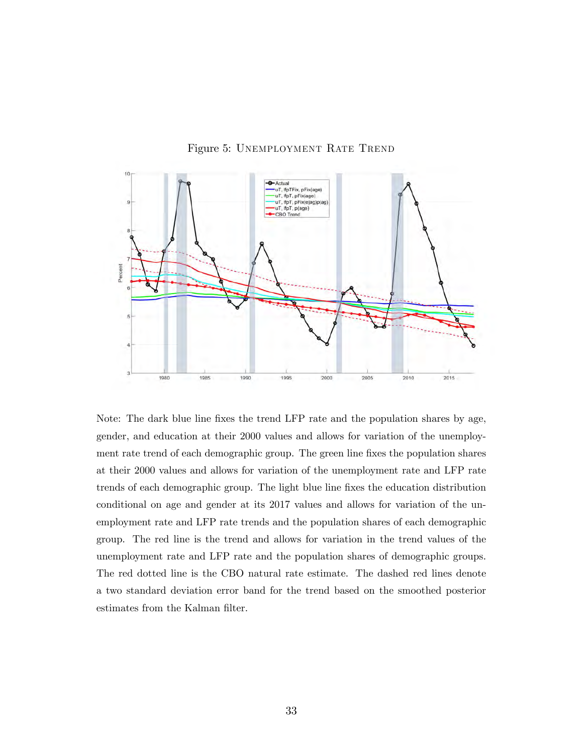Figure 5: Unemployment Rate Trend

Note: The dark blue line fixes the trend LFP rate and the population shares by age, gender, and education at their 2000 values and allows for variation of the unemployment rate trend of each demographic group. The green line fixes the population shares at their 2000 values and allows for variation of the unemployment rate and LFP rate trends of each demographic group. The light blue line fixes the education distribution conditional on age and gender at its 2017 values and allows for variation of the unemployment rate and LFP rate trends and the population shares of each demographic group. The red line is the trend and allows for variation in the trend values of the unemployment rate and LFP rate and the population shares of demographic groups. The red dotted line is the CBO natural rate estimate. The dashed red lines denote a two standard deviation error band for the trend based on the smoothed posterior estimates from the Kalman filter.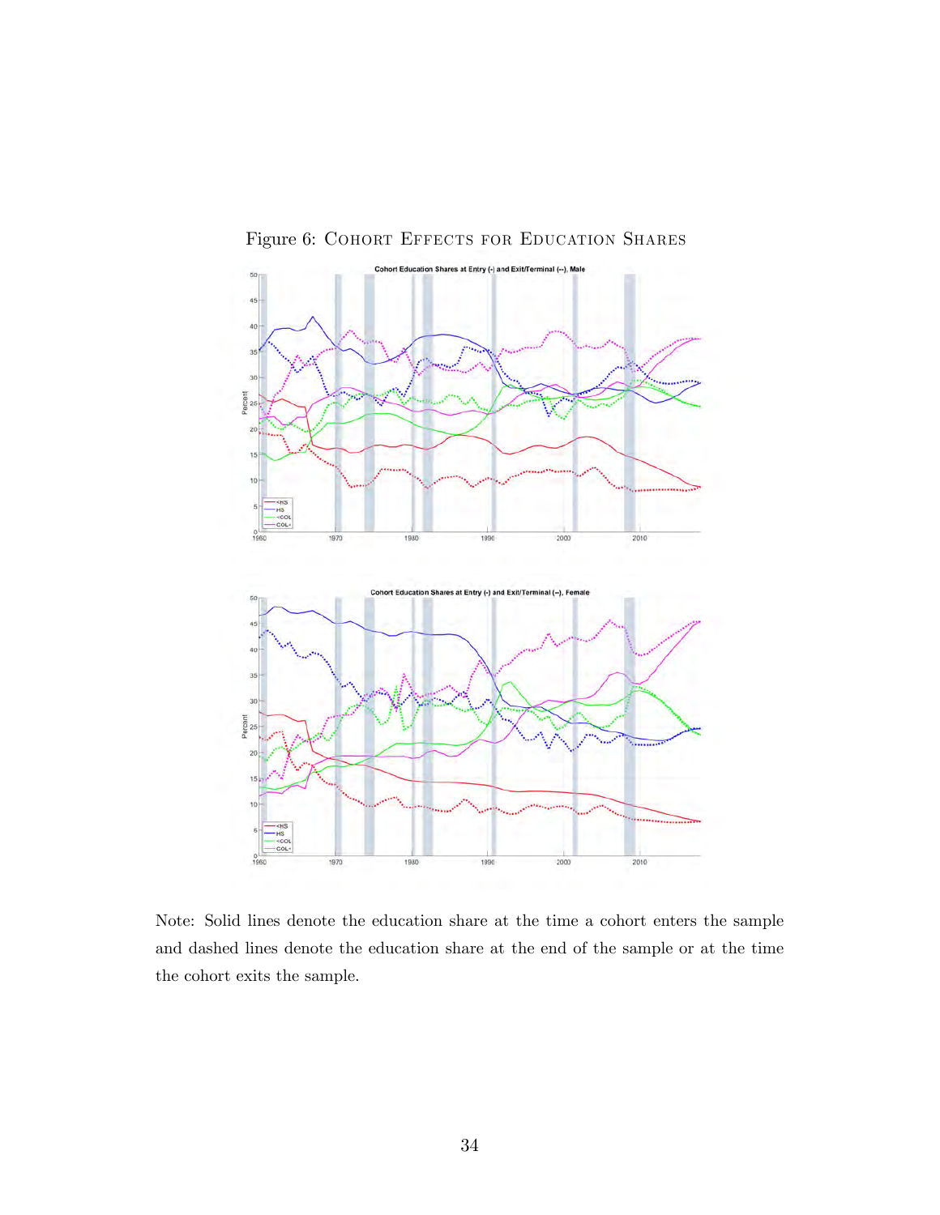Figure 6: Cohort Effects for Education Shares

Note: Solid lines denote the education share at the time a cohort enters the sample and dashed lines denote the education share at the end of the sample or at the time the cohort exits the sample.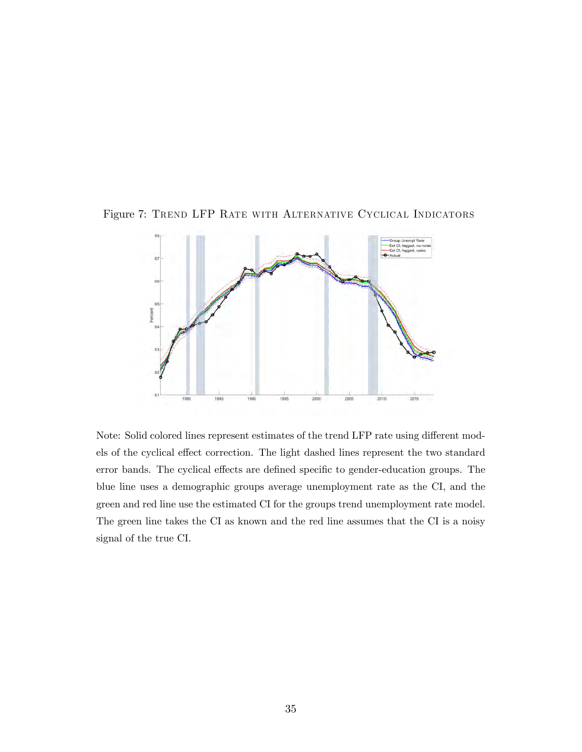Figure 7: Trend LFP Rate with Alternative Cyclical Indicators

Note: Solid colored lines represent estimates of the trend LFP rate using different models of the cyclical effect correction. The light dashed lines represent the two standard error bands. The cyclical effects are defined specific to gender-education groups. The blue line uses a demographic groups average unemployment rate as the CI, and the green and red line use the estimated CI for the groups trend unemployment rate model. The green line takes the CI as known and the red line assumes that the CI is a noisy signal of the true CI.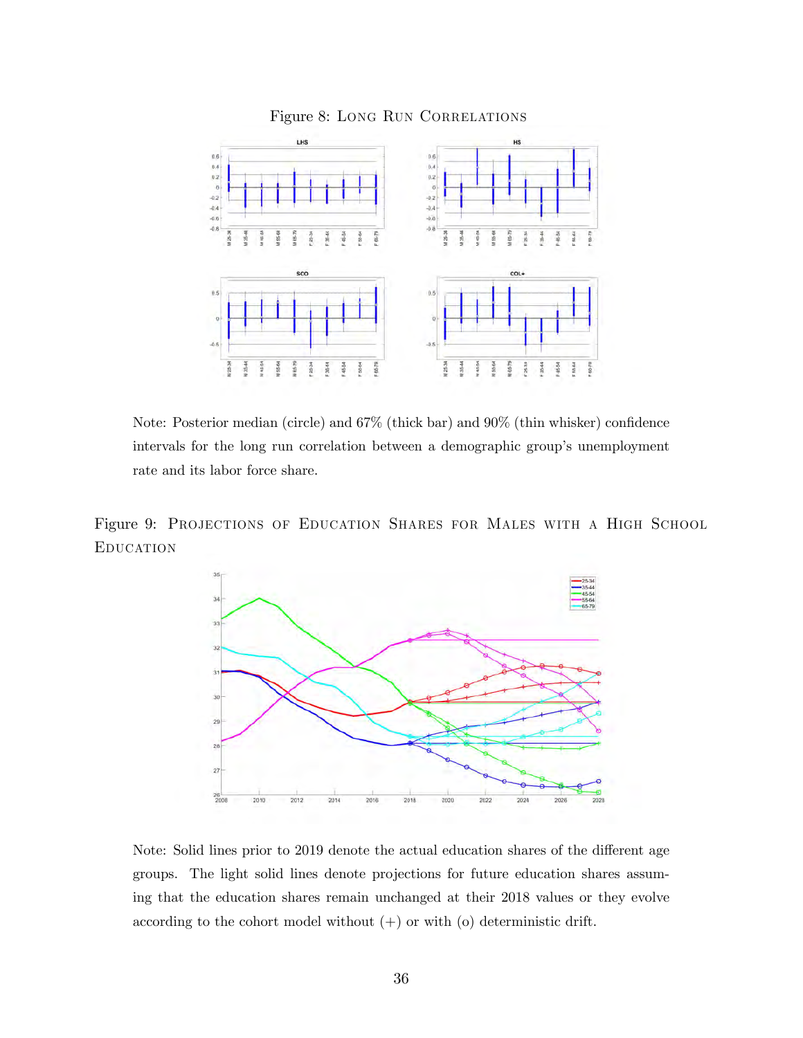Figure 8: Long Run Correlations

LHS

HS

SCO

COL+

Note: Posterior median (circle) and 67% (thick bar) and 90% (thin whisker) confidence intervals for the long run correlation between a demographic group's unemployment rate and its labor force share.

Figure 9: Projections of Education Shares for Males with a High School Education

25-34
35-44
45-54
55-64
65-79

Note: Solid lines prior to 2019 denote the actual education shares of the different age groups. The light solid lines denote projections for future education shares assuming that the education shares remain unchanged at their 2018 values or they evolve according to the cohort model without (+) or with (o) deterministic drift.